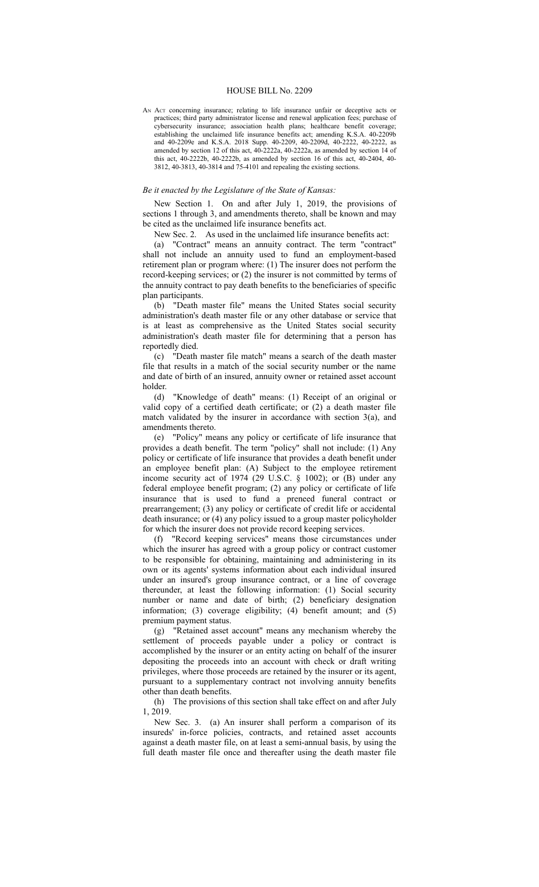# HOUSE BILL No. 2209

AN ACT concerning insurance; relating to life insurance unfair or deceptive acts or practices; third party administrator license and renewal application fees; purchase of cybersecurity insurance; association health plans; healthcare benefit coverage; establishing the unclaimed life insurance benefits act; amending K.S.A. 40-2209b and 40-2209e and K.S.A. 2018 Supp. 40-2209, 40-2209d, 40-2222, 40-2222, as amended by section 12 of this act, 40-2222a, 40-2222a, as amended by section 14 of this act, 40-2222b, 40-2222b, as amended by section 16 of this act, 40-2404, 40-3812, 40-3813, 40-3814 and 75-4101 and repealing the existing sections.

*Be it enacted by the Legislature of the State of Kansas:*

New Section 1. On and after July 1, 2019, the provisions of sections 1 through 3, and amendments thereto, shall be known and may be cited as the unclaimed life insurance benefits act.

New Sec. 2. As used in the unclaimed life insurance benefits act:

(a) "Contract" means an annuity contract. The term "contract" shall not include an annuity used to fund an employment-based retirement plan or program where: (1) The insurer does not perform the record-keeping services; or (2) the insurer is not committed by terms of the annuity contract to pay death benefits to the beneficiaries of specific plan participants.

(b) "Death master file" means the United States social security administration's death master file or any other database or service that is at least as comprehensive as the United States social security administration's death master file for determining that a person has reportedly died.

(c) "Death master file match" means a search of the death master file that results in a match of the social security number or the name and date of birth of an insured, annuity owner or retained asset account holder.

(d) "Knowledge of death" means: (1) Receipt of an original or valid copy of a certified death certificate; or (2) a death master file match validated by the insurer in accordance with section 3(a), and amendments thereto.

(e) "Policy" means any policy or certificate of life insurance that provides a death benefit. The term "policy" shall not include: (1) Any policy or certificate of life insurance that provides a death benefit under an employee benefit plan: (A) Subject to the employee retirement income security act of 1974 (29 U.S.C. § 1002); or (B) under any federal employee benefit program; (2) any policy or certificate of life insurance that is used to fund a preneed funeral contract or prearrangement; (3) any policy or certificate of credit life or accidental death insurance; or (4) any policy issued to a group master policyholder for which the insurer does not provide record keeping services.

(f) "Record keeping services" means those circumstances under which the insurer has agreed with a group policy or contract customer to be responsible for obtaining, maintaining and administering in its own or its agents' systems information about each individual insured under an insured's group insurance contract, or a line of coverage thereunder, at least the following information: (1) Social security number or name and date of birth; (2) beneficiary designation information; (3) coverage eligibility; (4) benefit amount; and (5) premium payment status.

(g) "Retained asset account" means any mechanism whereby the settlement of proceeds payable under a policy or contract is accomplished by the insurer or an entity acting on behalf of the insurer depositing the proceeds into an account with check or draft writing privileges, where those proceeds are retained by the insurer or its agent, pursuant to a supplementary contract not involving annuity benefits other than death benefits.

(h) The provisions of this section shall take effect on and after July 1, 2019.

New Sec. 3. (a) An insurer shall perform a comparison of its insureds' in-force policies, contracts, and retained asset accounts against a death master file, on at least a semi-annual basis, by using the full death master file once and thereafter using the death master file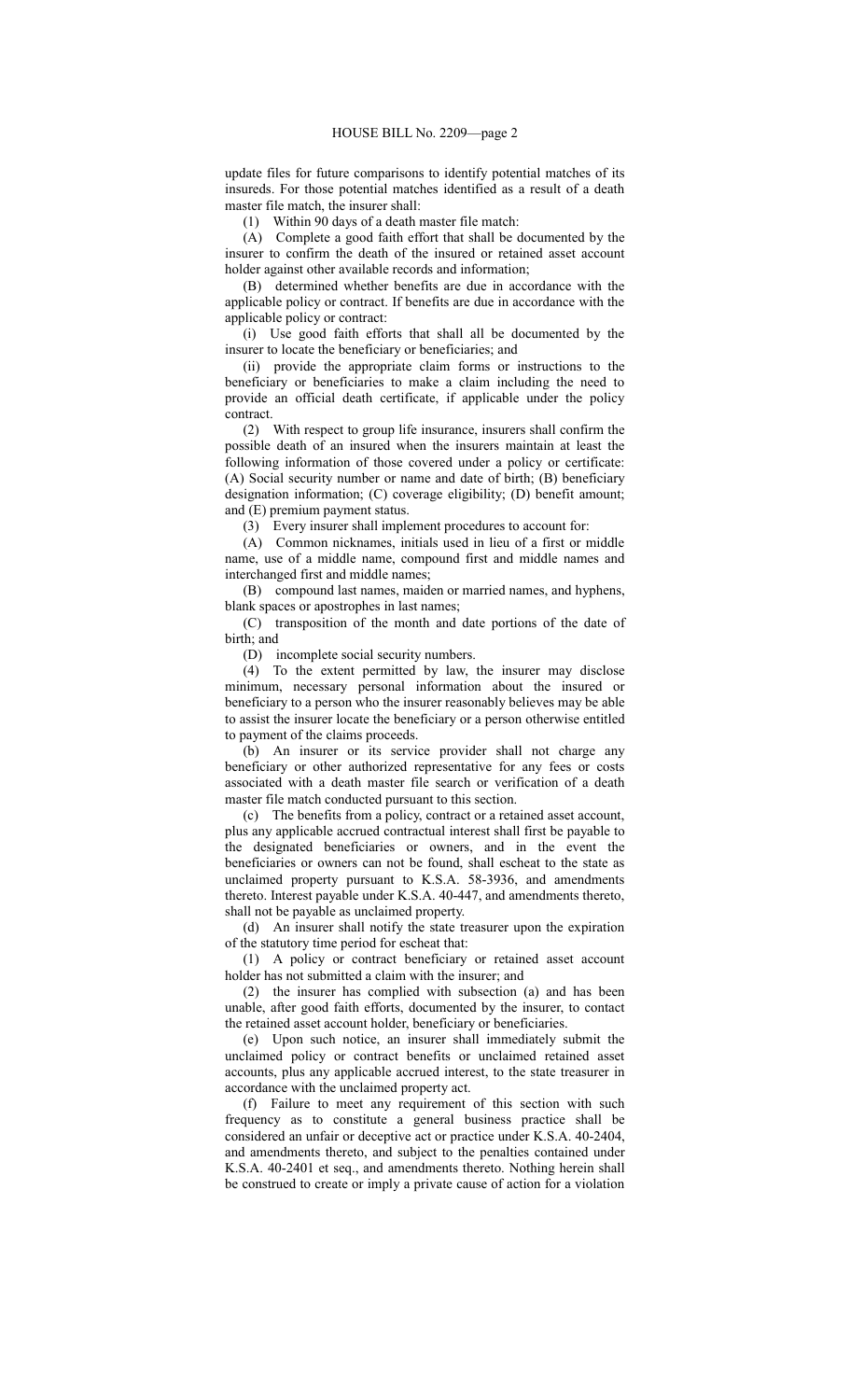update files for future comparisons to identify potential matches of its insureds. For those potential matches identified as a result of a death master file match, the insurer shall:

(1) Within 90 days of a death master file match:

(A) Complete a good faith effort that shall be documented by the insurer to confirm the death of the insured or retained asset account holder against other available records and information;

(B) determined whether benefits are due in accordance with the applicable policy or contract. If benefits are due in accordance with the applicable policy or contract:

(i) Use good faith efforts that shall all be documented by the insurer to locate the beneficiary or beneficiaries; and

(ii) provide the appropriate claim forms or instructions to the beneficiary or beneficiaries to make a claim including the need to provide an official death certificate, if applicable under the policy contract.

(2) With respect to group life insurance, insurers shall confirm the possible death of an insured when the insurers maintain at least the following information of those covered under a policy or certificate: (A) Social security number or name and date of birth; (B) beneficiary designation information; (C) coverage eligibility; (D) benefit amount; and (E) premium payment status.

(3) Every insurer shall implement procedures to account for:

(A) Common nicknames, initials used in lieu of a first or middle name, use of a middle name, compound first and middle names and interchanged first and middle names;

(B) compound last names, maiden or married names, and hyphens, blank spaces or apostrophes in last names;

(C) transposition of the month and date portions of the date of birth; and

(D) incomplete social security numbers.

(4) To the extent permitted by law, the insurer may disclose minimum, necessary personal information about the insured or beneficiary to a person who the insurer reasonably believes may be able to assist the insurer locate the beneficiary or a person otherwise entitled to payment of the claims proceeds.

(b) An insurer or its service provider shall not charge any beneficiary or other authorized representative for any fees or costs associated with a death master file search or verification of a death master file match conducted pursuant to this section.

(c) The benefits from a policy, contract or a retained asset account, plus any applicable accrued contractual interest shall first be payable to the designated beneficiaries or owners, and in the event the beneficiaries or owners can not be found, shall escheat to the state as unclaimed property pursuant to K.S.A. 58-3936, and amendments thereto. Interest payable under K.S.A. 40-447, and amendments thereto, shall not be payable as unclaimed property.

(d) An insurer shall notify the state treasurer upon the expiration of the statutory time period for escheat that:

(1) A policy or contract beneficiary or retained asset account holder has not submitted a claim with the insurer; and

(2) the insurer has complied with subsection (a) and has been unable, after good faith efforts, documented by the insurer, to contact the retained asset account holder, beneficiary or beneficiaries.

(e) Upon such notice, an insurer shall immediately submit the unclaimed policy or contract benefits or unclaimed retained asset accounts, plus any applicable accrued interest, to the state treasurer in accordance with the unclaimed property act.

(f) Failure to meet any requirement of this section with such frequency as to constitute a general business practice shall be considered an unfair or deceptive act or practice under K.S.A. 40-2404, and amendments thereto, and subject to the penalties contained under K.S.A. 40-2401 et seq., and amendments thereto. Nothing herein shall be construed to create or imply a private cause of action for a violation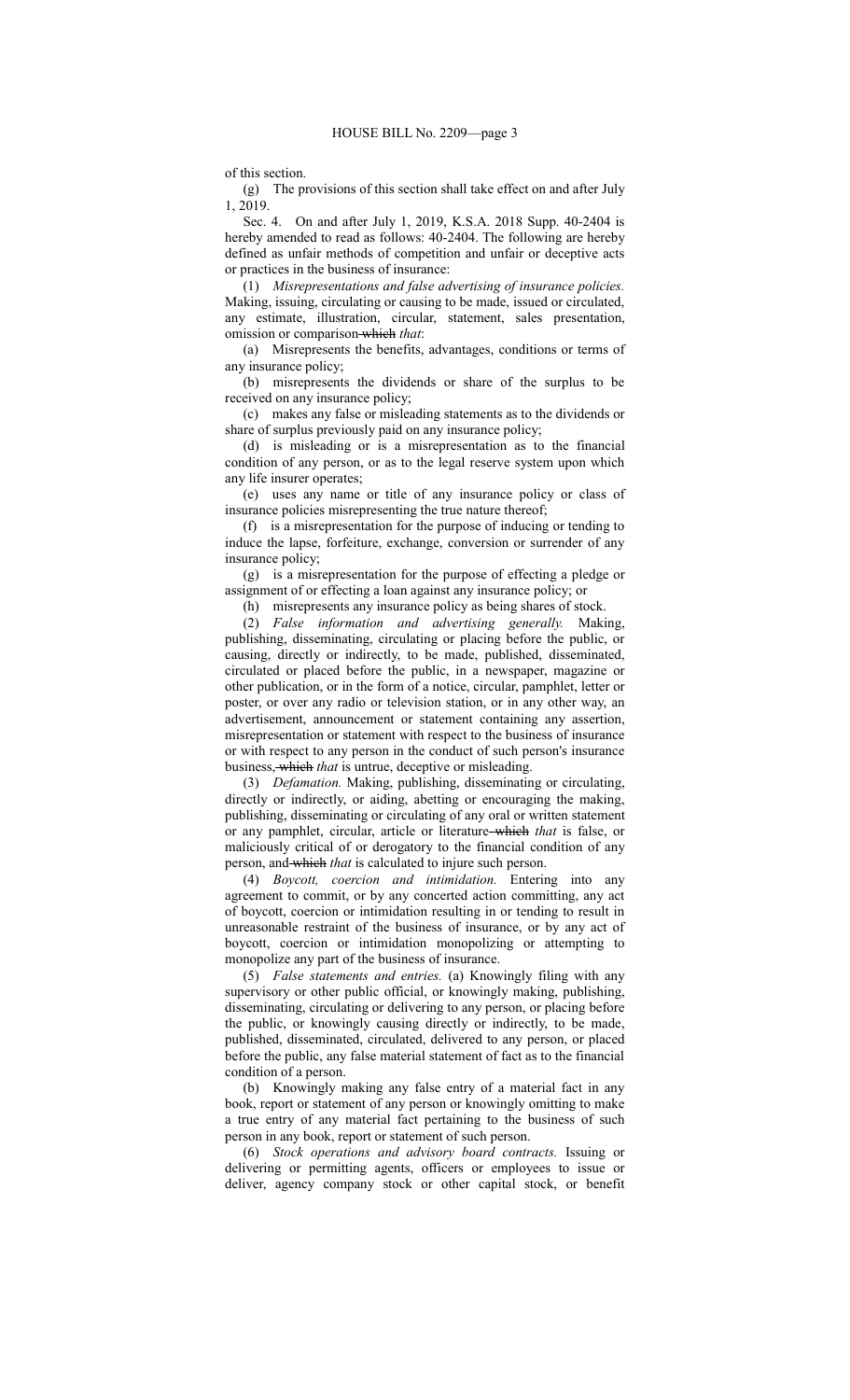of this section.

(g) The provisions of this section shall take effect on and after July 1, 2019.

Sec. 4. On and after July 1, 2019, K.S.A. 2018 Supp. 40-2404 is hereby amended to read as follows: 40-2404. The following are hereby defined as unfair methods of competition and unfair or deceptive acts or practices in the business of insurance:

(1) *Misrepresentations and false advertising of insurance policies.* Making, issuing, circulating or causing to be made, issued or circulated, any estimate, illustration, circular, statement, sales presentation, omission or comparison ~~which~~ *that*:

(a) Misrepresents the benefits, advantages, conditions or terms of any insurance policy;

(b) misrepresents the dividends or share of the surplus to be received on any insurance policy;

(c) makes any false or misleading statements as to the dividends or share of surplus previously paid on any insurance policy;

(d) is misleading or is a misrepresentation as to the financial condition of any person, or as to the legal reserve system upon which any life insurer operates;

(e) uses any name or title of any insurance policy or class of insurance policies misrepresenting the true nature thereof;

(f) is a misrepresentation for the purpose of inducing or tending to induce the lapse, forfeiture, exchange, conversion or surrender of any insurance policy;

(g) is a misrepresentation for the purpose of effecting a pledge or assignment of or effecting a loan against any insurance policy; or

(h) misrepresents any insurance policy as being shares of stock.

(2) *False information and advertising generally.* Making, publishing, disseminating, circulating or placing before the public, or causing, directly or indirectly, to be made, published, disseminated, circulated or placed before the public, in a newspaper, magazine or other publication, or in the form of a notice, circular, pamphlet, letter or poster, or over any radio or television station, or in any other way, an advertisement, announcement or statement containing any assertion, misrepresentation or statement with respect to the business of insurance or with respect to any person in the conduct of such person's insurance business~~, which~~ *that* is untrue, deceptive or misleading.

(3) *Defamation.* Making, publishing, disseminating or circulating, directly or indirectly, or aiding, abetting or encouraging the making, publishing, disseminating or circulating of any oral or written statement or any pamphlet, circular, article or literature ~~which~~ *that* is false, or maliciously critical of or derogatory to the financial condition of any person, and ~~which~~ *that* is calculated to injure such person.

(4) *Boycott, coercion and intimidation.* Entering into any agreement to commit, or by any concerted action committing, any act of boycott, coercion or intimidation resulting in or tending to result in unreasonable restraint of the business of insurance, or by any act of boycott, coercion or intimidation monopolizing or attempting to monopolize any part of the business of insurance.

(5) *False statements and entries.* (a) Knowingly filing with any supervisory or other public official, or knowingly making, publishing, disseminating, circulating or delivering to any person, or placing before the public, or knowingly causing directly or indirectly, to be made, published, disseminated, circulated, delivered to any person, or placed before the public, any false material statement of fact as to the financial condition of a person.

(b) Knowingly making any false entry of a material fact in any book, report or statement of any person or knowingly omitting to make a true entry of any material fact pertaining to the business of such person in any book, report or statement of such person.

(6) *Stock operations and advisory board contracts.* Issuing or delivering or permitting agents, officers or employees to issue or deliver, agency company stock or other capital stock, or benefit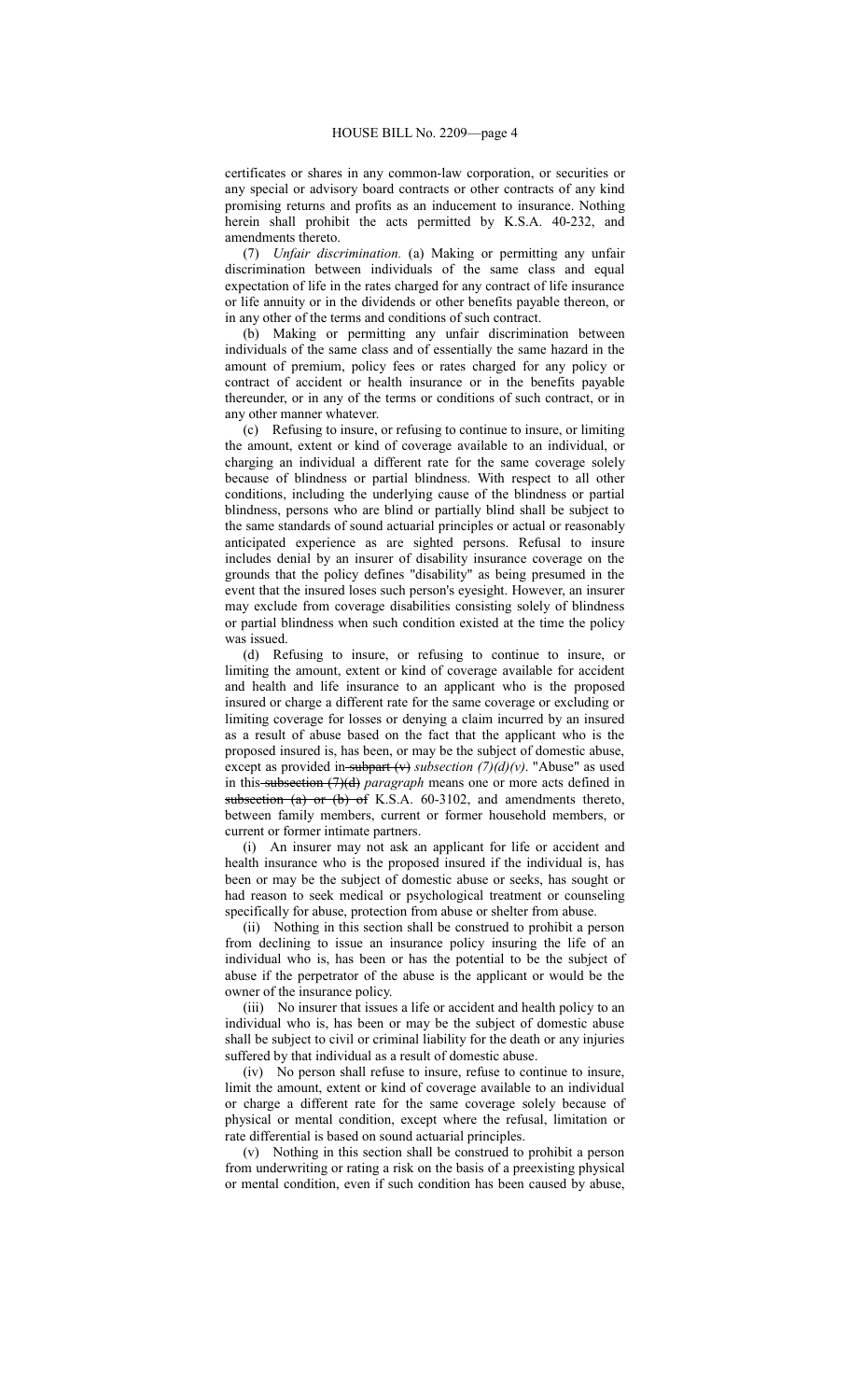certificates or shares in any common-law corporation, or securities or any special or advisory board contracts or other contracts of any kind promising returns and profits as an inducement to insurance. Nothing herein shall prohibit the acts permitted by K.S.A. 40-232, and amendments thereto.

(7) *Unfair discrimination.* (a) Making or permitting any unfair discrimination between individuals of the same class and equal expectation of life in the rates charged for any contract of life insurance or life annuity or in the dividends or other benefits payable thereon, or in any other of the terms and conditions of such contract.

(b) Making or permitting any unfair discrimination between individuals of the same class and of essentially the same hazard in the amount of premium, policy fees or rates charged for any policy or contract of accident or health insurance or in the benefits payable thereunder, or in any of the terms or conditions of such contract, or in any other manner whatever.

(c) Refusing to insure, or refusing to continue to insure, or limiting the amount, extent or kind of coverage available to an individual, or charging an individual a different rate for the same coverage solely because of blindness or partial blindness. With respect to all other conditions, including the underlying cause of the blindness or partial blindness, persons who are blind or partially blind shall be subject to the same standards of sound actuarial principles or actual or reasonably anticipated experience as are sighted persons. Refusal to insure includes denial by an insurer of disability insurance coverage on the grounds that the policy defines "disability" as being presumed in the event that the insured loses such person's eyesight. However, an insurer may exclude from coverage disabilities consisting solely of blindness or partial blindness when such condition existed at the time the policy was issued.

(d) Refusing to insure, or refusing to continue to insure, or limiting the amount, extent or kind of coverage available for accident and health and life insurance to an applicant who is the proposed insured or charge a different rate for the same coverage or excluding or limiting coverage for losses or denying a claim incurred by an insured as a result of abuse based on the fact that the applicant who is the proposed insured is, has been, or may be the subject of domestic abuse, except as provided in ~~subpart (v)~~ *subsection (7)(d)(v)*. "Abuse" as used in this ~~subsection (7)(d)~~ *paragraph* means one or more acts defined in ~~subsection (a) or (b) of~~ K.S.A. 60-3102, and amendments thereto, between family members, current or former household members, or current or former intimate partners.

(i) An insurer may not ask an applicant for life or accident and health insurance who is the proposed insured if the individual is, has been or may be the subject of domestic abuse or seeks, has sought or had reason to seek medical or psychological treatment or counseling specifically for abuse, protection from abuse or shelter from abuse.

(ii) Nothing in this section shall be construed to prohibit a person from declining to issue an insurance policy insuring the life of an individual who is, has been or has the potential to be the subject of abuse if the perpetrator of the abuse is the applicant or would be the owner of the insurance policy.

(iii) No insurer that issues a life or accident and health policy to an individual who is, has been or may be the subject of domestic abuse shall be subject to civil or criminal liability for the death or any injuries suffered by that individual as a result of domestic abuse.

(iv) No person shall refuse to insure, refuse to continue to insure, limit the amount, extent or kind of coverage available to an individual or charge a different rate for the same coverage solely because of physical or mental condition, except where the refusal, limitation or rate differential is based on sound actuarial principles.

(v) Nothing in this section shall be construed to prohibit a person from underwriting or rating a risk on the basis of a preexisting physical or mental condition, even if such condition has been caused by abuse,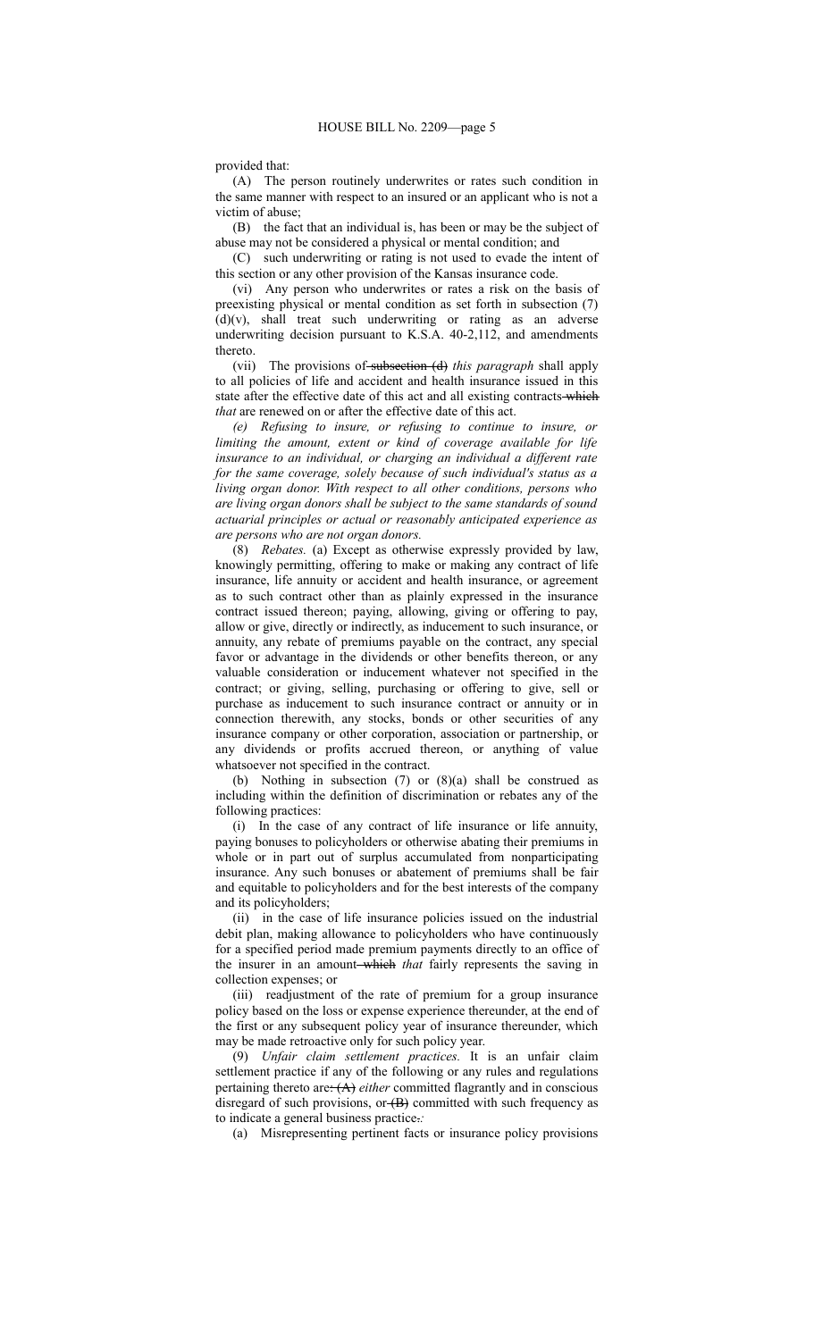provided that:

(A) The person routinely underwrites or rates such condition in the same manner with respect to an insured or an applicant who is not a victim of abuse;

(B) the fact that an individual is, has been or may be the subject of abuse may not be considered a physical or mental condition; and

(C) such underwriting or rating is not used to evade the intent of this section or any other provision of the Kansas insurance code.

(vi) Any person who underwrites or rates a risk on the basis of preexisting physical or mental condition as set forth in subsection (7)(d)(v), shall treat such underwriting or rating as an adverse underwriting decision pursuant to K.S.A. 40-2,112, and amendments thereto.

(vii) The provisions of ~~subsection (d)~~ *this paragraph* shall apply to all policies of life and accident and health insurance issued in this state after the effective date of this act and all existing contracts ~~which~~ *that* are renewed on or after the effective date of this act.

*(e) Refusing to insure, or refusing to continue to insure, or limiting the amount, extent or kind of coverage available for life insurance to an individual, or charging an individual a different rate for the same coverage, solely because of such individual's status as a living organ donor. With respect to all other conditions, persons who are living organ donors shall be subject to the same standards of sound actuarial principles or actual or reasonably anticipated experience as are persons who are not organ donors.*

(8) *Rebates.* (a) Except as otherwise expressly provided by law, knowingly permitting, offering to make or making any contract of life insurance, life annuity or accident and health insurance, or agreement as to such contract other than as plainly expressed in the insurance contract issued thereon; paying, allowing, giving or offering to pay, allow or give, directly or indirectly, as inducement to such insurance, or annuity, any rebate of premiums payable on the contract, any special favor or advantage in the dividends or other benefits thereon, or any valuable consideration or inducement whatever not specified in the contract; or giving, selling, purchasing or offering to give, sell or purchase as inducement to such insurance contract or annuity or in connection therewith, any stocks, bonds or other securities of any insurance company or other corporation, association or partnership, or any dividends or profits accrued thereon, or anything of value whatsoever not specified in the contract.

(b) Nothing in subsection (7) or (8)(a) shall be construed as including within the definition of discrimination or rebates any of the following practices:

(i) In the case of any contract of life insurance or life annuity, paying bonuses to policyholders or otherwise abating their premiums in whole or in part out of surplus accumulated from nonparticipating insurance. Any such bonuses or abatement of premiums shall be fair and equitable to policyholders and for the best interests of the company and its policyholders;

(ii) in the case of life insurance policies issued on the industrial debit plan, making allowance to policyholders who have continuously for a specified period made premium payments directly to an office of the insurer in an amount ~~which~~ *that* fairly represents the saving in collection expenses; or

(iii) readjustment of the rate of premium for a group insurance policy based on the loss or expense experience thereunder, at the end of the first or any subsequent policy year of insurance thereunder, which may be made retroactive only for such policy year.

(9) *Unfair claim settlement practices.* It is an unfair claim settlement practice if any of the following or any rules and regulations pertaining thereto are~~: (A)~~ *either* committed flagrantly and in conscious disregard of such provisions, or ~~(B)~~ committed with such frequency as to indicate a general business practice~~.~~*:*

(a) Misrepresenting pertinent facts or insurance policy provisions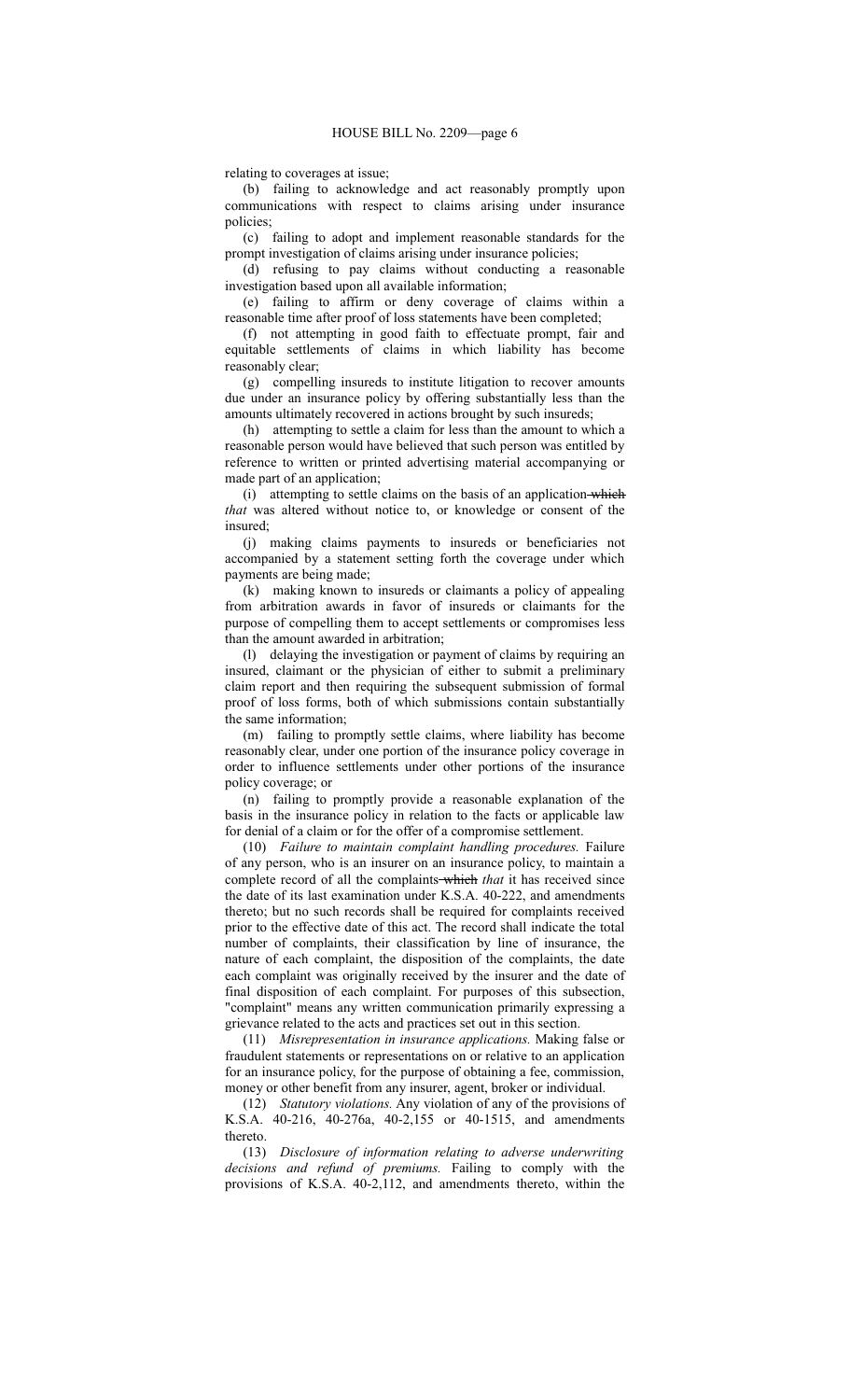relating to coverages at issue;

(b) failing to acknowledge and act reasonably promptly upon communications with respect to claims arising under insurance policies;

(c) failing to adopt and implement reasonable standards for the prompt investigation of claims arising under insurance policies;

(d) refusing to pay claims without conducting a reasonable investigation based upon all available information;

(e) failing to affirm or deny coverage of claims within a reasonable time after proof of loss statements have been completed;

(f) not attempting in good faith to effectuate prompt, fair and equitable settlements of claims in which liability has become reasonably clear;

(g) compelling insureds to institute litigation to recover amounts due under an insurance policy by offering substantially less than the amounts ultimately recovered in actions brought by such insureds;

(h) attempting to settle a claim for less than the amount to which a reasonable person would have believed that such person was entitled by reference to written or printed advertising material accompanying or made part of an application;

(i) attempting to settle claims on the basis of an application ~~which~~ *that* was altered without notice to, or knowledge or consent of the insured;

(j) making claims payments to insureds or beneficiaries not accompanied by a statement setting forth the coverage under which payments are being made;

(k) making known to insureds or claimants a policy of appealing from arbitration awards in favor of insureds or claimants for the purpose of compelling them to accept settlements or compromises less than the amount awarded in arbitration;

(l) delaying the investigation or payment of claims by requiring an insured, claimant or the physician of either to submit a preliminary claim report and then requiring the subsequent submission of formal proof of loss forms, both of which submissions contain substantially the same information;

(m) failing to promptly settle claims, where liability has become reasonably clear, under one portion of the insurance policy coverage in order to influence settlements under other portions of the insurance policy coverage; or

(n) failing to promptly provide a reasonable explanation of the basis in the insurance policy in relation to the facts or applicable law for denial of a claim or for the offer of a compromise settlement.

(10) *Failure to maintain complaint handling procedures.* Failure of any person, who is an insurer on an insurance policy, to maintain a complete record of all the complaints ~~which~~ *that* it has received since the date of its last examination under K.S.A. 40-222, and amendments thereto; but no such records shall be required for complaints received prior to the effective date of this act. The record shall indicate the total number of complaints, their classification by line of insurance, the nature of each complaint, the disposition of the complaints, the date each complaint was originally received by the insurer and the date of final disposition of each complaint. For purposes of this subsection, "complaint" means any written communication primarily expressing a grievance related to the acts and practices set out in this section.

(11) *Misrepresentation in insurance applications.* Making false or fraudulent statements or representations on or relative to an application for an insurance policy, for the purpose of obtaining a fee, commission, money or other benefit from any insurer, agent, broker or individual.

(12) *Statutory violations.* Any violation of any of the provisions of K.S.A. 40-216, 40-276a, 40-2,155 or 40-1515, and amendments thereto.

(13) *Disclosure of information relating to adverse underwriting decisions and refund of premiums.* Failing to comply with the provisions of K.S.A. 40-2,112, and amendments thereto, within the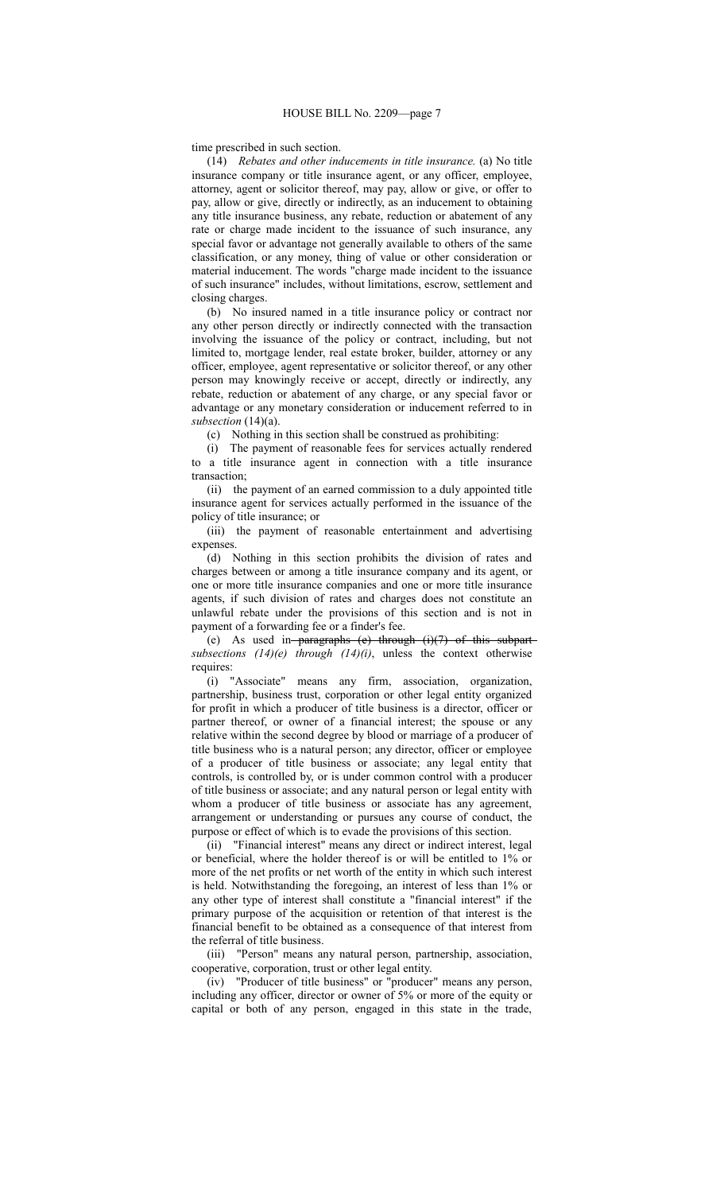time prescribed in such section.

(14) *Rebates and other inducements in title insurance.* (a) No title insurance company or title insurance agent, or any officer, employee, attorney, agent or solicitor thereof, may pay, allow or give, or offer to pay, allow or give, directly or indirectly, as an inducement to obtaining any title insurance business, any rebate, reduction or abatement of any rate or charge made incident to the issuance of such insurance, any special favor or advantage not generally available to others of the same classification, or any money, thing of value or other consideration or material inducement. The words "charge made incident to the issuance of such insurance" includes, without limitations, escrow, settlement and closing charges.

(b) No insured named in a title insurance policy or contract nor any other person directly or indirectly connected with the transaction involving the issuance of the policy or contract, including, but not limited to, mortgage lender, real estate broker, builder, attorney or any officer, employee, agent representative or solicitor thereof, or any other person may knowingly receive or accept, directly or indirectly, any rebate, reduction or abatement of any charge, or any special favor or advantage or any monetary consideration or inducement referred to in *subsection* (14)(a).

(c) Nothing in this section shall be construed as prohibiting:

(i) The payment of reasonable fees for services actually rendered to a title insurance agent in connection with a title insurance transaction;

(ii) the payment of an earned commission to a duly appointed title insurance agent for services actually performed in the issuance of the policy of title insurance; or

(iii) the payment of reasonable entertainment and advertising expenses.

(d) Nothing in this section prohibits the division of rates and charges between or among a title insurance company and its agent, or one or more title insurance companies and one or more title insurance agents, if such division of rates and charges does not constitute an unlawful rebate under the provisions of this section and is not in payment of a forwarding fee or a finder's fee.

(e) As used in ~~paragraphs (e) through (i)(7) of this subpart~~ *subsections (14)(e) through (14)(i)*, unless the context otherwise requires:

(i) "Associate" means any firm, association, organization, partnership, business trust, corporation or other legal entity organized for profit in which a producer of title business is a director, officer or partner thereof, or owner of a financial interest; the spouse or any relative within the second degree by blood or marriage of a producer of title business who is a natural person; any director, officer or employee of a producer of title business or associate; any legal entity that controls, is controlled by, or is under common control with a producer of title business or associate; and any natural person or legal entity with whom a producer of title business or associate has any agreement, arrangement or understanding or pursues any course of conduct, the purpose or effect of which is to evade the provisions of this section.

(ii) "Financial interest" means any direct or indirect interest, legal or beneficial, where the holder thereof is or will be entitled to 1% or more of the net profits or net worth of the entity in which such interest is held. Notwithstanding the foregoing, an interest of less than 1% or any other type of interest shall constitute a "financial interest" if the primary purpose of the acquisition or retention of that interest is the financial benefit to be obtained as a consequence of that interest from the referral of title business.

(iii) "Person" means any natural person, partnership, association, cooperative, corporation, trust or other legal entity.

(iv) "Producer of title business" or "producer" means any person, including any officer, director or owner of 5% or more of the equity or capital or both of any person, engaged in this state in the trade,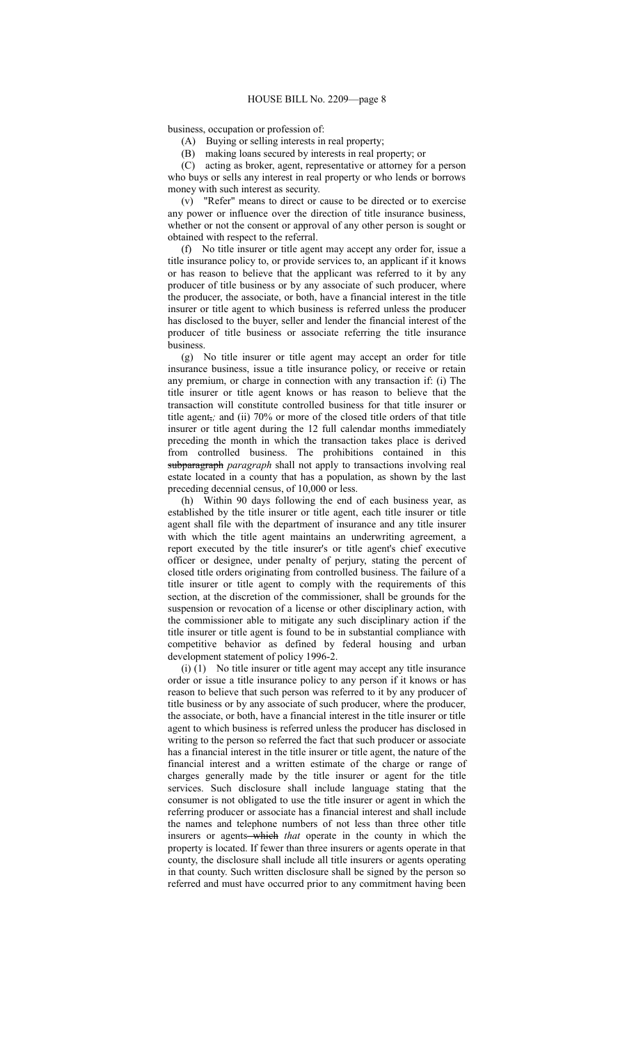business, occupation or profession of:

(A) Buying or selling interests in real property;

(B) making loans secured by interests in real property; or

(C) acting as broker, agent, representative or attorney for a person who buys or sells any interest in real property or who lends or borrows money with such interest as security.

(v) "Refer" means to direct or cause to be directed or to exercise any power or influence over the direction of title insurance business, whether or not the consent or approval of any other person is sought or obtained with respect to the referral.

(f) No title insurer or title agent may accept any order for, issue a title insurance policy to, or provide services to, an applicant if it knows or has reason to believe that the applicant was referred to it by any producer of title business or by any associate of such producer, where the producer, the associate, or both, have a financial interest in the title insurer or title agent to which business is referred unless the producer has disclosed to the buyer, seller and lender the financial interest of the producer of title business or associate referring the title insurance business.

(g) No title insurer or title agent may accept an order for title insurance business, issue a title insurance policy, or receive or retain any premium, or charge in connection with any transaction if: (i) The title insurer or title agent knows or has reason to believe that the transaction will constitute controlled business for that title insurer or title agent~~,~~*;* and (ii) 70% or more of the closed title orders of that title insurer or title agent during the 12 full calendar months immediately preceding the month in which the transaction takes place is derived from controlled business. The prohibitions contained in this ~~subparagraph~~ *paragraph* shall not apply to transactions involving real estate located in a county that has a population, as shown by the last preceding decennial census, of 10,000 or less.

(h) Within 90 days following the end of each business year, as established by the title insurer or title agent, each title insurer or title agent shall file with the department of insurance and any title insurer with which the title agent maintains an underwriting agreement, a report executed by the title insurer's or title agent's chief executive officer or designee, under penalty of perjury, stating the percent of closed title orders originating from controlled business. The failure of a title insurer or title agent to comply with the requirements of this section, at the discretion of the commissioner, shall be grounds for the suspension or revocation of a license or other disciplinary action, with the commissioner able to mitigate any such disciplinary action if the title insurer or title agent is found to be in substantial compliance with competitive behavior as defined by federal housing and urban development statement of policy 1996-2.

(i) (1) No title insurer or title agent may accept any title insurance order or issue a title insurance policy to any person if it knows or has reason to believe that such person was referred to it by any producer of title business or by any associate of such producer, where the producer, the associate, or both, have a financial interest in the title insurer or title agent to which business is referred unless the producer has disclosed in writing to the person so referred the fact that such producer or associate has a financial interest in the title insurer or title agent, the nature of the financial interest and a written estimate of the charge or range of charges generally made by the title insurer or agent for the title services. Such disclosure shall include language stating that the consumer is not obligated to use the title insurer or agent in which the referring producer or associate has a financial interest and shall include the names and telephone numbers of not less than three other title insurers or agents ~~which~~ *that* operate in the county in which the property is located. If fewer than three insurers or agents operate in that county, the disclosure shall include all title insurers or agents operating in that county. Such written disclosure shall be signed by the person so referred and must have occurred prior to any commitment having been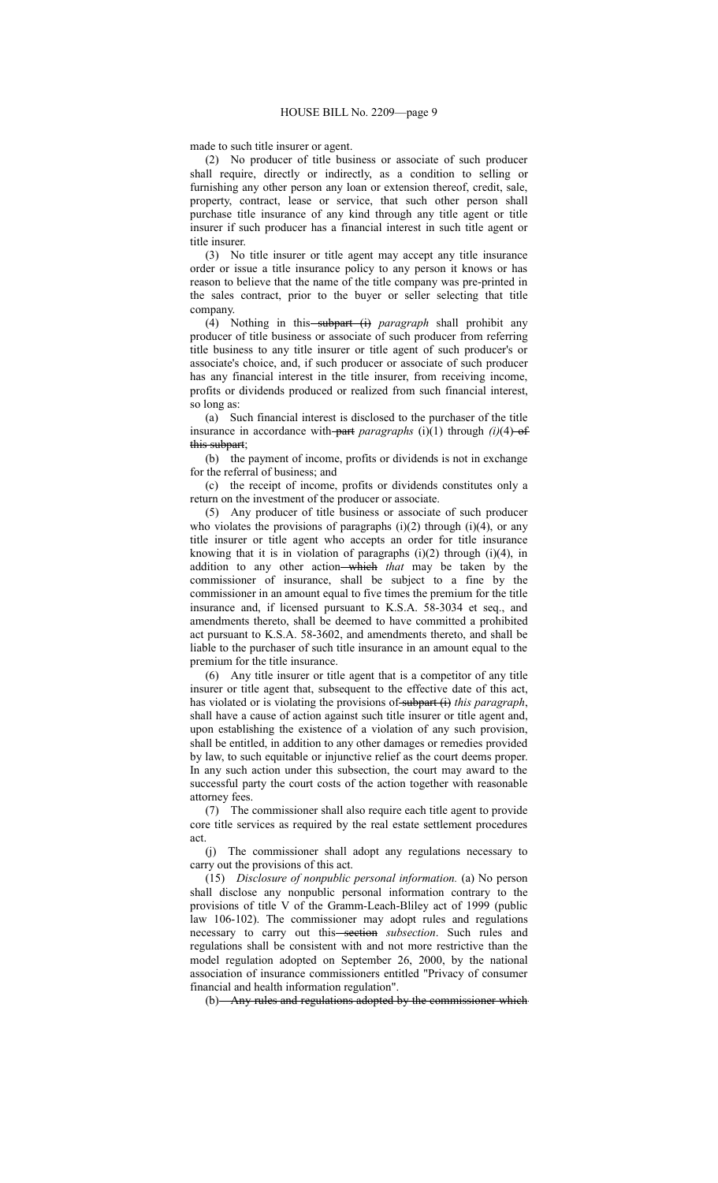made to such title insurer or agent.

(2) No producer of title business or associate of such producer shall require, directly or indirectly, as a condition to selling or furnishing any other person any loan or extension thereof, credit, sale, property, contract, lease or service, that such other person shall purchase title insurance of any kind through any title agent or title insurer if such producer has a financial interest in such title agent or title insurer.

(3) No title insurer or title agent may accept any title insurance order or issue a title insurance policy to any person it knows or has reason to believe that the name of the title company was pre-printed in the sales contract, prior to the buyer or seller selecting that title company.

(4) Nothing in this ~~subpart (i)~~ *paragraph* shall prohibit any producer of title business or associate of such producer from referring title business to any title insurer or title agent of such producer's or associate's choice, and, if such producer or associate of such producer has any financial interest in the title insurer, from receiving income, profits or dividends produced or realized from such financial interest, so long as:

(a) Such financial interest is disclosed to the purchaser of the title insurance in accordance with ~~part~~ *paragraphs* (i)(1) through *(i)*(4) ~~of this subpart~~;

(b) the payment of income, profits or dividends is not in exchange for the referral of business; and

(c) the receipt of income, profits or dividends constitutes only a return on the investment of the producer or associate.

(5) Any producer of title business or associate of such producer who violates the provisions of paragraphs (i)(2) through (i)(4), or any title insurer or title agent who accepts an order for title insurance knowing that it is in violation of paragraphs (i)(2) through (i)(4), in addition to any other action ~~which~~ *that* may be taken by the commissioner of insurance, shall be subject to a fine by the commissioner in an amount equal to five times the premium for the title insurance and, if licensed pursuant to K.S.A. 58-3034 et seq., and amendments thereto, shall be deemed to have committed a prohibited act pursuant to K.S.A. 58-3602, and amendments thereto, and shall be liable to the purchaser of such title insurance in an amount equal to the premium for the title insurance.

(6) Any title insurer or title agent that is a competitor of any title insurer or title agent that, subsequent to the effective date of this act, has violated or is violating the provisions of ~~subpart (i)~~ *this paragraph*, shall have a cause of action against such title insurer or title agent and, upon establishing the existence of a violation of any such provision, shall be entitled, in addition to any other damages or remedies provided by law, to such equitable or injunctive relief as the court deems proper. In any such action under this subsection, the court may award to the successful party the court costs of the action together with reasonable attorney fees.

(7) The commissioner shall also require each title agent to provide core title services as required by the real estate settlement procedures act.

(j) The commissioner shall adopt any regulations necessary to carry out the provisions of this act.

(15) *Disclosure of nonpublic personal information.* (a) No person shall disclose any nonpublic personal information contrary to the provisions of title V of the Gramm-Leach-Bliley act of 1999 (public law 106-102). The commissioner may adopt rules and regulations necessary to carry out this ~~section~~ *subsection*. Such rules and regulations shall be consistent with and not more restrictive than the model regulation adopted on September 26, 2000, by the national association of insurance commissioners entitled "Privacy of consumer financial and health information regulation".

~~(b) Any rules and regulations adopted by the commissioner which~~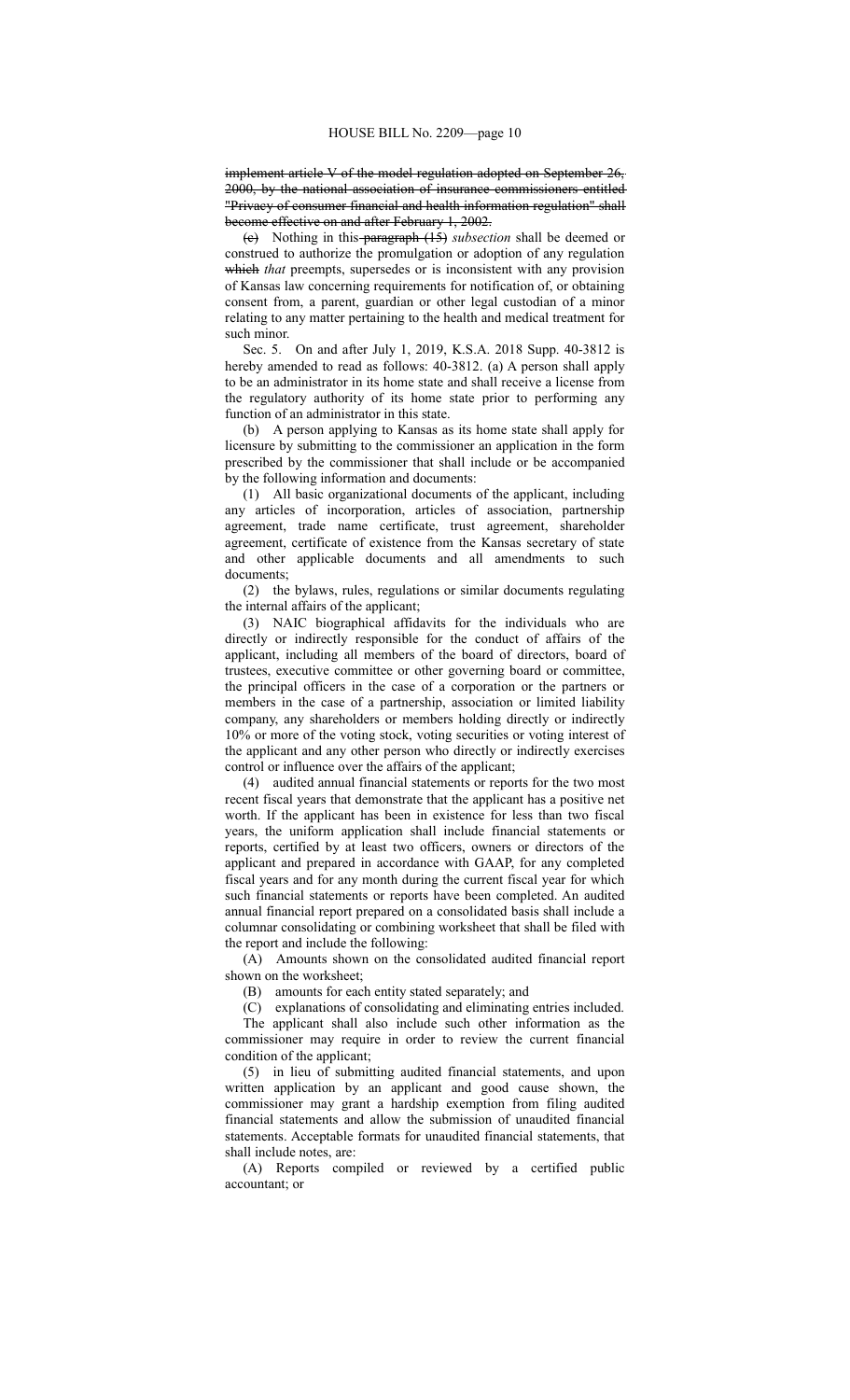~~implement article V of the model regulation adopted on September 26, 2000, by the national association of insurance commissioners entitled "Privacy of consumer financial and health information regulation" shall become effective on and after February 1, 2002.~~

~~(c)~~ Nothing in this ~~paragraph (15)~~ *subsection* shall be deemed or construed to authorize the promulgation or adoption of any regulation ~~which~~ *that* preempts, supersedes or is inconsistent with any provision of Kansas law concerning requirements for notification of, or obtaining consent from, a parent, guardian or other legal custodian of a minor relating to any matter pertaining to the health and medical treatment for such minor.

Sec. 5. On and after July 1, 2019, K.S.A. 2018 Supp. 40-3812 is hereby amended to read as follows: 40-3812. (a) A person shall apply to be an administrator in its home state and shall receive a license from the regulatory authority of its home state prior to performing any function of an administrator in this state.

(b) A person applying to Kansas as its home state shall apply for licensure by submitting to the commissioner an application in the form prescribed by the commissioner that shall include or be accompanied by the following information and documents:

(1) All basic organizational documents of the applicant, including any articles of incorporation, articles of association, partnership agreement, trade name certificate, trust agreement, shareholder agreement, certificate of existence from the Kansas secretary of state and other applicable documents and all amendments to such documents;

(2) the bylaws, rules, regulations or similar documents regulating the internal affairs of the applicant;

(3) NAIC biographical affidavits for the individuals who are directly or indirectly responsible for the conduct of affairs of the applicant, including all members of the board of directors, board of trustees, executive committee or other governing board or committee, the principal officers in the case of a corporation or the partners or members in the case of a partnership, association or limited liability company, any shareholders or members holding directly or indirectly 10% or more of the voting stock, voting securities or voting interest of the applicant and any other person who directly or indirectly exercises control or influence over the affairs of the applicant;

(4) audited annual financial statements or reports for the two most recent fiscal years that demonstrate that the applicant has a positive net worth. If the applicant has been in existence for less than two fiscal years, the uniform application shall include financial statements or reports, certified by at least two officers, owners or directors of the applicant and prepared in accordance with GAAP, for any completed fiscal years and for any month during the current fiscal year for which such financial statements or reports have been completed. An audited annual financial report prepared on a consolidated basis shall include a columnar consolidating or combining worksheet that shall be filed with the report and include the following:

(A) Amounts shown on the consolidated audited financial report shown on the worksheet;

(B) amounts for each entity stated separately; and

(C) explanations of consolidating and eliminating entries included.

The applicant shall also include such other information as the commissioner may require in order to review the current financial condition of the applicant;

(5) in lieu of submitting audited financial statements, and upon written application by an applicant and good cause shown, the commissioner may grant a hardship exemption from filing audited financial statements and allow the submission of unaudited financial statements. Acceptable formats for unaudited financial statements, that shall include notes, are:

(A) Reports compiled or reviewed by a certified public accountant; or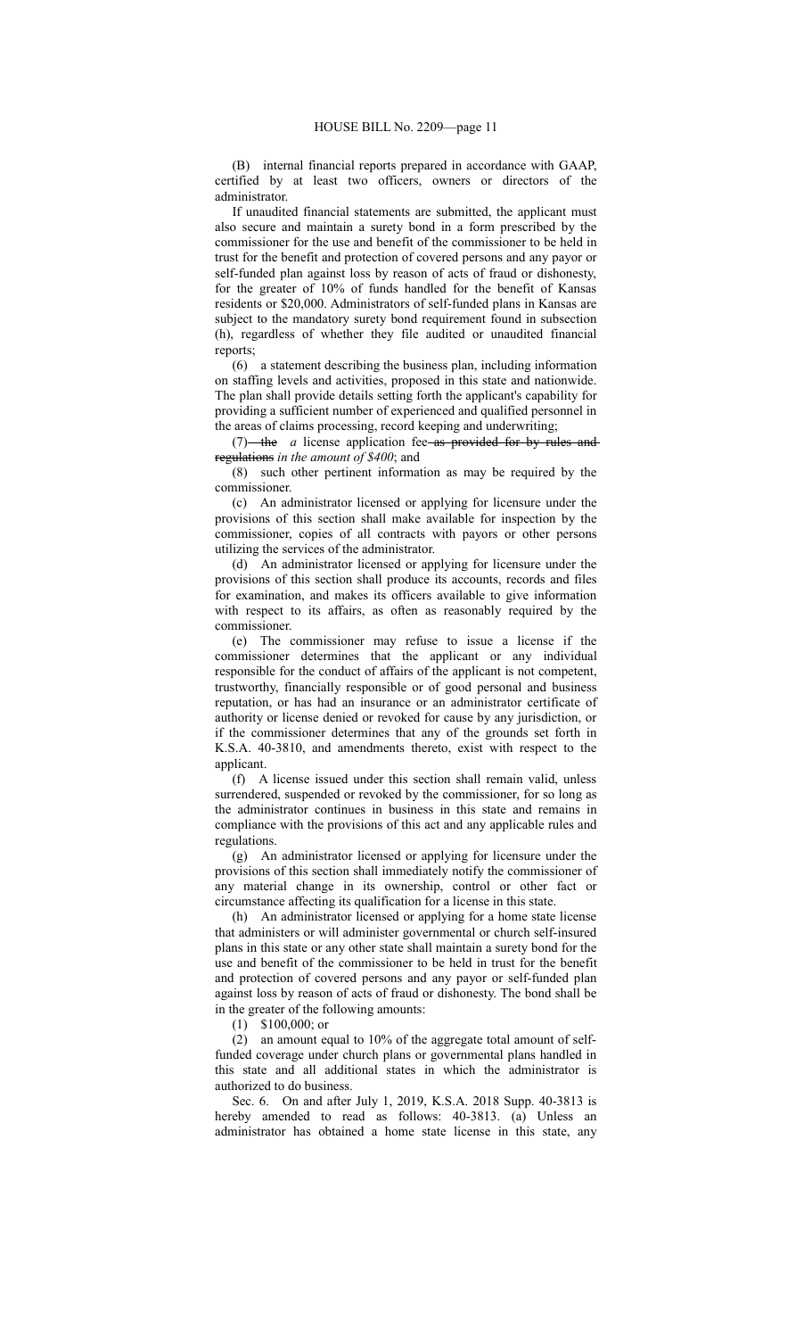(B) internal financial reports prepared in accordance with GAAP, certified by at least two officers, owners or directors of the administrator.

If unaudited financial statements are submitted, the applicant must also secure and maintain a surety bond in a form prescribed by the commissioner for the use and benefit of the commissioner to be held in trust for the benefit and protection of covered persons and any payor or self-funded plan against loss by reason of acts of fraud or dishonesty, for the greater of 10% of funds handled for the benefit of Kansas residents or $20,000. Administrators of self-funded plans in Kansas are subject to the mandatory surety bond requirement found in subsection (h), regardless of whether they file audited or unaudited financial reports;

(6) a statement describing the business plan, including information on staffing levels and activities, proposed in this state and nationwide. The plan shall provide details setting forth the applicant's capability for providing a sufficient number of experienced and qualified personnel in the areas of claims processing, record keeping and underwriting;

(7) ~~the~~ *a* license application fee ~~as provided for by rules and regulations~~ *in the amount of $400*; and

(8) such other pertinent information as may be required by the commissioner.

(c) An administrator licensed or applying for licensure under the provisions of this section shall make available for inspection by the commissioner, copies of all contracts with payors or other persons utilizing the services of the administrator.

(d) An administrator licensed or applying for licensure under the provisions of this section shall produce its accounts, records and files for examination, and makes its officers available to give information with respect to its affairs, as often as reasonably required by the commissioner.

(e) The commissioner may refuse to issue a license if the commissioner determines that the applicant or any individual responsible for the conduct of affairs of the applicant is not competent, trustworthy, financially responsible or of good personal and business reputation, or has had an insurance or an administrator certificate of authority or license denied or revoked for cause by any jurisdiction, or if the commissioner determines that any of the grounds set forth in K.S.A. 40-3810, and amendments thereto, exist with respect to the applicant.

(f) A license issued under this section shall remain valid, unless surrendered, suspended or revoked by the commissioner, for so long as the administrator continues in business in this state and remains in compliance with the provisions of this act and any applicable rules and regulations.

(g) An administrator licensed or applying for licensure under the provisions of this section shall immediately notify the commissioner of any material change in its ownership, control or other fact or circumstance affecting its qualification for a license in this state.

(h) An administrator licensed or applying for a home state license that administers or will administer governmental or church self-insured plans in this state or any other state shall maintain a surety bond for the use and benefit of the commissioner to be held in trust for the benefit and protection of covered persons and any payor or self-funded plan against loss by reason of acts of fraud or dishonesty. The bond shall be in the greater of the following amounts:

(1) $100,000; or

(2) an amount equal to 10% of the aggregate total amount of self-funded coverage under church plans or governmental plans handled in this state and all additional states in which the administrator is authorized to do business.

Sec. 6. On and after July 1, 2019, K.S.A. 2018 Supp. 40-3813 is hereby amended to read as follows: 40-3813. (a) Unless an administrator has obtained a home state license in this state, any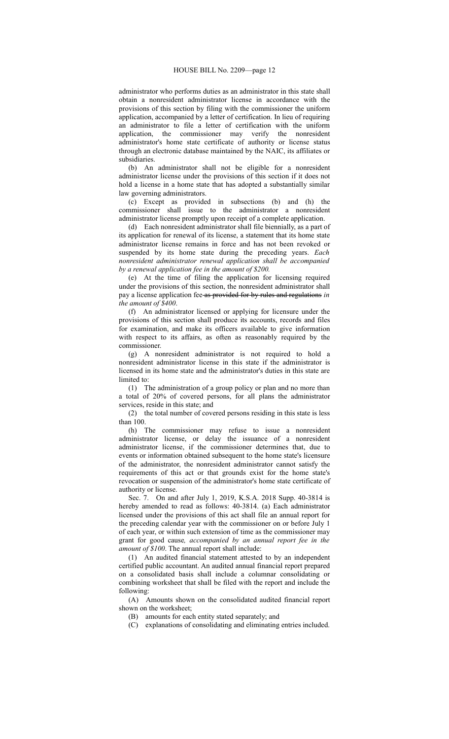administrator who performs duties as an administrator in this state shall obtain a nonresident administrator license in accordance with the provisions of this section by filing with the commissioner the uniform application, accompanied by a letter of certification. In lieu of requiring an administrator to file a letter of certification with the uniform application, the commissioner may verify the nonresident administrator's home state certificate of authority or license status through an electronic database maintained by the NAIC, its affiliates or subsidiaries.

(b) An administrator shall not be eligible for a nonresident administrator license under the provisions of this section if it does not hold a license in a home state that has adopted a substantially similar law governing administrators.

(c) Except as provided in subsections (b) and (h) the commissioner shall issue to the administrator a nonresident administrator license promptly upon receipt of a complete application.

(d) Each nonresident administrator shall file biennially, as a part of its application for renewal of its license, a statement that its home state administrator license remains in force and has not been revoked or suspended by its home state during the preceding years. *Each nonresident administrator renewal application shall be accompanied by a renewal application fee in the amount of $200.*

(e) At the time of filing the application for licensing required under the provisions of this section, the nonresident administrator shall pay a license application fee ~~as provided for by rules and regulations~~ *in the amount of $400*.

(f) An administrator licensed or applying for licensure under the provisions of this section shall produce its accounts, records and files for examination, and make its officers available to give information with respect to its affairs, as often as reasonably required by the commissioner.

(g) A nonresident administrator is not required to hold a nonresident administrator license in this state if the administrator is licensed in its home state and the administrator's duties in this state are limited to:

(1) The administration of a group policy or plan and no more than a total of 20% of covered persons, for all plans the administrator services, reside in this state; and

(2) the total number of covered persons residing in this state is less than 100.

(h) The commissioner may refuse to issue a nonresident administrator license, or delay the issuance of a nonresident administrator license, if the commissioner determines that, due to events or information obtained subsequent to the home state's licensure of the administrator, the nonresident administrator cannot satisfy the requirements of this act or that grounds exist for the home state's revocation or suspension of the administrator's home state certificate of authority or license.

Sec. 7. On and after July 1, 2019, K.S.A. 2018 Supp. 40-3814 is hereby amended to read as follows: 40-3814. (a) Each administrator licensed under the provisions of this act shall file an annual report for the preceding calendar year with the commissioner on or before July 1 of each year, or within such extension of time as the commissioner may grant for good cause*, accompanied by an annual report fee in the amount of $100*. The annual report shall include:

(1) An audited financial statement attested to by an independent certified public accountant. An audited annual financial report prepared on a consolidated basis shall include a columnar consolidating or combining worksheet that shall be filed with the report and include the following:

(A) Amounts shown on the consolidated audited financial report shown on the worksheet;

(B) amounts for each entity stated separately; and

(C) explanations of consolidating and eliminating entries included.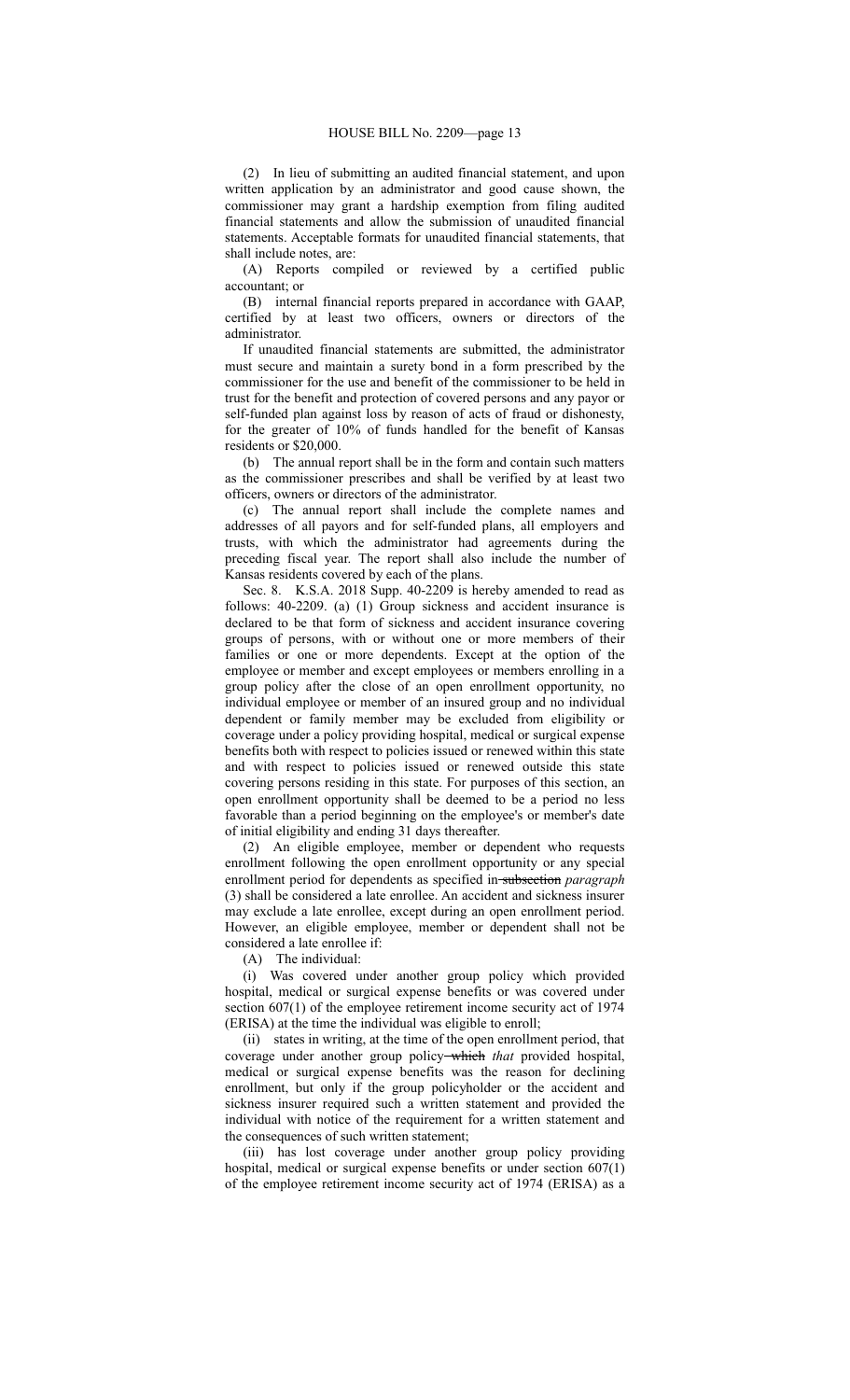(2) In lieu of submitting an audited financial statement, and upon written application by an administrator and good cause shown, the commissioner may grant a hardship exemption from filing audited financial statements and allow the submission of unaudited financial statements. Acceptable formats for unaudited financial statements, that shall include notes, are:

(A) Reports compiled or reviewed by a certified public accountant; or

(B) internal financial reports prepared in accordance with GAAP, certified by at least two officers, owners or directors of the administrator.

If unaudited financial statements are submitted, the administrator must secure and maintain a surety bond in a form prescribed by the commissioner for the use and benefit of the commissioner to be held in trust for the benefit and protection of covered persons and any payor or self-funded plan against loss by reason of acts of fraud or dishonesty, for the greater of 10% of funds handled for the benefit of Kansas residents or $20,000.

(b) The annual report shall be in the form and contain such matters as the commissioner prescribes and shall be verified by at least two officers, owners or directors of the administrator.

(c) The annual report shall include the complete names and addresses of all payors and for self-funded plans, all employers and trusts, with which the administrator had agreements during the preceding fiscal year. The report shall also include the number of Kansas residents covered by each of the plans.

Sec. 8. K.S.A. 2018 Supp. 40-2209 is hereby amended to read as follows: 40-2209. (a) (1) Group sickness and accident insurance is declared to be that form of sickness and accident insurance covering groups of persons, with or without one or more members of their families or one or more dependents. Except at the option of the employee or member and except employees or members enrolling in a group policy after the close of an open enrollment opportunity, no individual employee or member of an insured group and no individual dependent or family member may be excluded from eligibility or coverage under a policy providing hospital, medical or surgical expense benefits both with respect to policies issued or renewed within this state and with respect to policies issued or renewed outside this state covering persons residing in this state. For purposes of this section, an open enrollment opportunity shall be deemed to be a period no less favorable than a period beginning on the employee's or member's date of initial eligibility and ending 31 days thereafter.

(2) An eligible employee, member or dependent who requests enrollment following the open enrollment opportunity or any special enrollment period for dependents as specified in ~~subsection~~ *paragraph* (3) shall be considered a late enrollee. An accident and sickness insurer may exclude a late enrollee, except during an open enrollment period. However, an eligible employee, member or dependent shall not be considered a late enrollee if:

(A) The individual:

(i) Was covered under another group policy which provided hospital, medical or surgical expense benefits or was covered under section 607(1) of the employee retirement income security act of 1974 (ERISA) at the time the individual was eligible to enroll;

(ii) states in writing, at the time of the open enrollment period, that coverage under another group policy ~~which~~ *that* provided hospital, medical or surgical expense benefits was the reason for declining enrollment, but only if the group policyholder or the accident and sickness insurer required such a written statement and provided the individual with notice of the requirement for a written statement and the consequences of such written statement;

(iii) has lost coverage under another group policy providing hospital, medical or surgical expense benefits or under section 607(1) of the employee retirement income security act of 1974 (ERISA) as a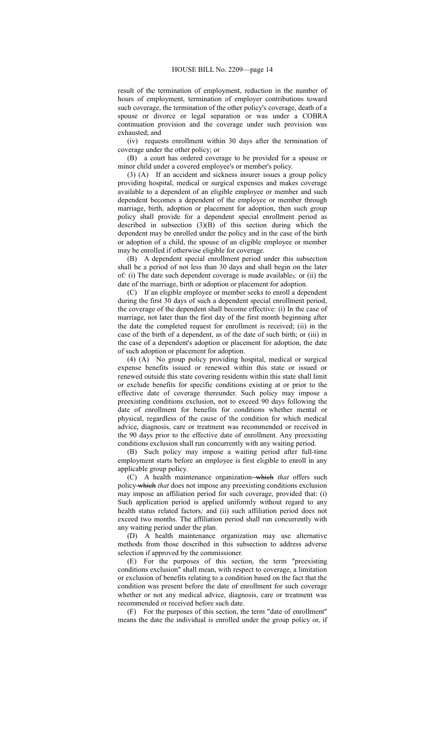result of the termination of employment, reduction in the number of hours of employment, termination of employer contributions toward such coverage, the termination of the other policy's coverage, death of a spouse or divorce or legal separation or was under a COBRA continuation provision and the coverage under such provision was exhausted; and

(iv) requests enrollment within 30 days after the termination of coverage under the other policy; or

(B) a court has ordered coverage to be provided for a spouse or minor child under a covered employee's or member's policy.

(3) (A) If an accident and sickness insurer issues a group policy providing hospital, medical or surgical expenses and makes coverage available to a dependent of an eligible employee or member and such dependent becomes a dependent of the employee or member through marriage, birth, adoption or placement for adoption, then such group policy shall provide for a dependent special enrollment period as described in subsection (3)(B) of this section during which the dependent may be enrolled under the policy and in the case of the birth or adoption of a child, the spouse of an eligible employee or member may be enrolled if otherwise eligible for coverage.

(B) A dependent special enrollment period under this subsection shall be a period of not less than 30 days and shall begin on the later of*:* (i) The date such dependent coverage is made available~~,~~*;* or (ii) the date of the marriage, birth or adoption or placement for adoption.

(C) If an eligible employee or member seeks to enroll a dependent during the first 30 days of such a dependent special enrollment period, the coverage of the dependent shall become effective: (i) In the case of marriage, not later than the first day of the first month beginning after the date the completed request for enrollment is received; (ii) in the case of the birth of a dependent, as of the date of such birth; or (iii) in the case of a dependent's adoption or placement for adoption, the date of such adoption or placement for adoption.

(4) (A) No group policy providing hospital, medical or surgical expense benefits issued or renewed within this state or issued or renewed outside this state covering residents within this state shall limit or exclude benefits for specific conditions existing at or prior to the effective date of coverage thereunder. Such policy may impose a preexisting conditions exclusion, not to exceed 90 days following the date of enrollment for benefits for conditions whether mental or physical, regardless of the cause of the condition for which medical advice, diagnosis, care or treatment was recommended or received in the 90 days prior to the effective date of enrollment. Any preexisting conditions exclusion shall run concurrently with any waiting period.

(B) Such policy may impose a waiting period after full-time employment starts before an employee is first eligible to enroll in any applicable group policy.

(C) A health maintenance organization ~~which~~ *that* offers such policy ~~which~~ *that* does not impose any preexisting conditions exclusion may impose an affiliation period for such coverage, provided that: (i) Such application period is applied uniformly without regard to any health status related factors*;* and (ii) such affiliation period does not exceed two months. The affiliation period shall run concurrently with any waiting period under the plan.

(D) A health maintenance organization may use alternative methods from those described in this subsection to address adverse selection if approved by the commissioner.

(E) For the purposes of this section, the term "preexisting conditions exclusion" shall mean, with respect to coverage, a limitation or exclusion of benefits relating to a condition based on the fact that the condition was present before the date of enrollment for such coverage whether or not any medical advice, diagnosis, care or treatment was recommended or received before such date.

(F) For the purposes of this section, the term "date of enrollment" means the date the individual is enrolled under the group policy or, if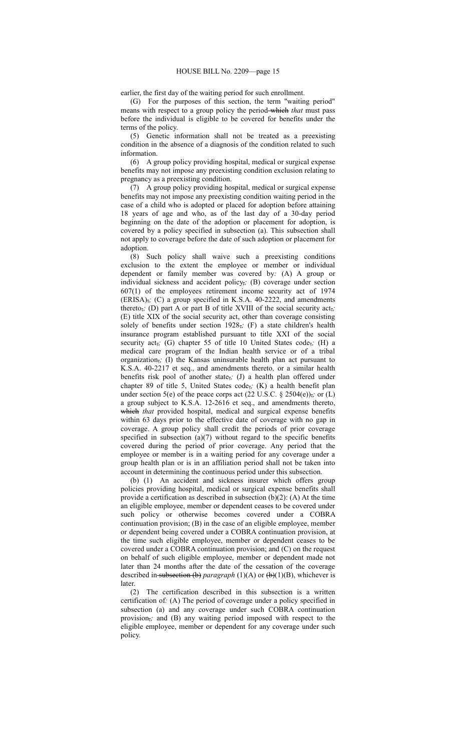earlier, the first day of the waiting period for such enrollment.

(G) For the purposes of this section, the term "waiting period" means with respect to a group policy the period ~~which~~ *that* must pass before the individual is eligible to be covered for benefits under the terms of the policy.

(5) Genetic information shall not be treated as a preexisting condition in the absence of a diagnosis of the condition related to such information.

(6) A group policy providing hospital, medical or surgical expense benefits may not impose any preexisting condition exclusion relating to pregnancy as a preexisting condition.

(7) A group policy providing hospital, medical or surgical expense benefits may not impose any preexisting condition waiting period in the case of a child who is adopted or placed for adoption before attaining 18 years of age and who, as of the last day of a 30-day period beginning on the date of the adoption or placement for adoption, is covered by a policy specified in subsection (a). This subsection shall not apply to coverage before the date of such adoption or placement for adoption.

(8) Such policy shall waive such a preexisting conditions exclusion to the extent the employee or member or individual dependent or family member was covered by*:* (A) A group or individual sickness and accident policy~~,~~*;* (B) coverage under section 607(1) of the employees retirement income security act of 1974 (ERISA)~~,~~*;* (C) a group specified in K.S.A. 40-2222, and amendments thereto~~,~~*;* (D) part A or part B of title XVIII of the social security act~~,~~*;* (E) title XIX of the social security act, other than coverage consisting solely of benefits under section 1928~~,~~*;* (F) a state children's health insurance program established pursuant to title XXI of the social security act~~,~~*;* (G) chapter 55 of title 10 United States code~~,~~*;* (H) a medical care program of the Indian health service or of a tribal organization~~,~~*;* (I) the Kansas uninsurable health plan act pursuant to K.S.A. 40-2217 et seq., and amendments thereto*,* or a similar health benefits risk pool of another state~~,~~*;* (J) a health plan offered under chapter 89 of title 5, United States code~~,~~*;* (K) a health benefit plan under section 5(e) of the peace corps act (22 U.S.C. § 2504(e))~~,~~*;* or (L) a group subject to K.S.A. 12-2616 et seq., and amendments thereto, ~~which~~ *that* provided hospital, medical and surgical expense benefits within 63 days prior to the effective date of coverage with no gap in coverage. A group policy shall credit the periods of prior coverage specified in subsection (a)(7) without regard to the specific benefits covered during the period of prior coverage. Any period that the employee or member is in a waiting period for any coverage under a group health plan or is in an affiliation period shall not be taken into account in determining the continuous period under this subsection.

(b) (1) An accident and sickness insurer which offers group policies providing hospital, medical or surgical expense benefits shall provide a certification as described in subsection (b)(2): (A) At the time an eligible employee, member or dependent ceases to be covered under such policy or otherwise becomes covered under a COBRA continuation provision; (B) in the case of an eligible employee, member or dependent being covered under a COBRA continuation provision, at the time such eligible employee, member or dependent ceases to be covered under a COBRA continuation provision; and (C) on the request on behalf of such eligible employee, member or dependent made not later than 24 months after the date of the cessation of the coverage described in ~~subsection (b)~~ *paragraph* (1)(A) or ~~(b)~~(1)(B), whichever is later.

(2) The certification described in this subsection is a written certification of*:* (A) The period of coverage under a policy specified in subsection (a) and any coverage under such COBRA continuation provision~~,~~*;* and (B) any waiting period imposed with respect to the eligible employee, member or dependent for any coverage under such policy.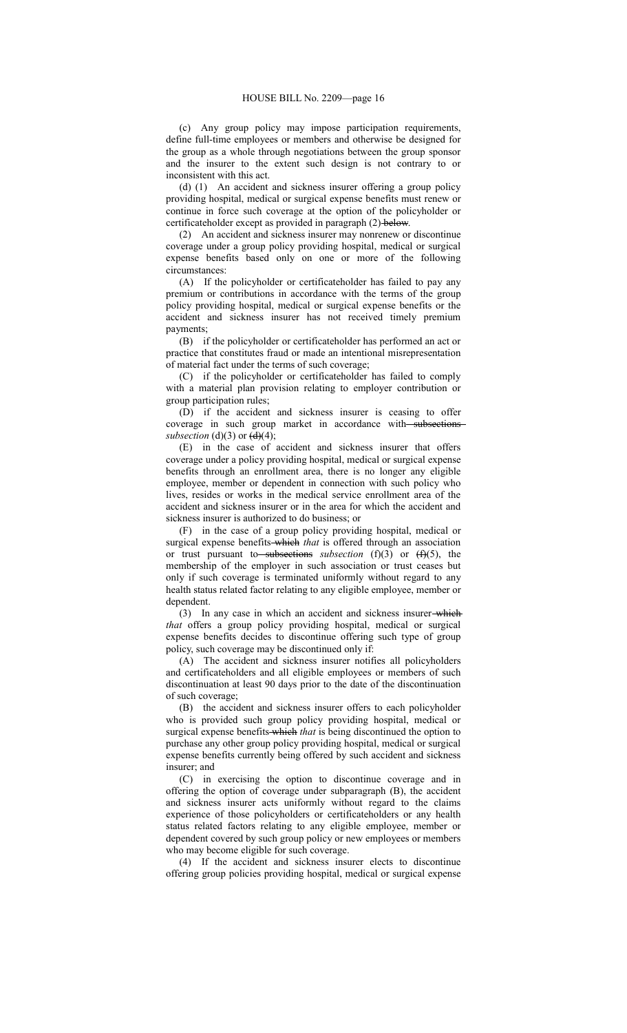(c) Any group policy may impose participation requirements, define full-time employees or members and otherwise be designed for the group as a whole through negotiations between the group sponsor and the insurer to the extent such design is not contrary to or inconsistent with this act.

(d) (1) An accident and sickness insurer offering a group policy providing hospital, medical or surgical expense benefits must renew or continue in force such coverage at the option of the policyholder or certificateholder except as provided in paragraph (2)~~ below~~.

(2) An accident and sickness insurer may nonrenew or discontinue coverage under a group policy providing hospital, medical or surgical expense benefits based only on one or more of the following circumstances:

(A) If the policyholder or certificateholder has failed to pay any premium or contributions in accordance with the terms of the group policy providing hospital, medical or surgical expense benefits or the accident and sickness insurer has not received timely premium payments;

(B) if the policyholder or certificateholder has performed an act or practice that constitutes fraud or made an intentional misrepresentation of material fact under the terms of such coverage;

(C) if the policyholder or certificateholder has failed to comply with a material plan provision relating to employer contribution or group participation rules;

(D) if the accident and sickness insurer is ceasing to offer coverage in such group market in accordance with~~ subsections~~ *subsection* (d)(3) or ~~(d)~~(4);

(E) in the case of accident and sickness insurer that offers coverage under a policy providing hospital, medical or surgical expense benefits through an enrollment area, there is no longer any eligible employee, member or dependent in connection with such policy who lives, resides or works in the medical service enrollment area of the accident and sickness insurer or in the area for which the accident and sickness insurer is authorized to do business; or

(F) in the case of a group policy providing hospital, medical or surgical expense benefits~~ which~~ *that* is offered through an association or trust pursuant to~~ subsections~~ *subsection* (f)(3) or ~~(f)~~(5), the membership of the employer in such association or trust ceases but only if such coverage is terminated uniformly without regard to any health status related factor relating to any eligible employee, member or dependent.

(3) In any case in which an accident and sickness insurer~~ which~~ *that* offers a group policy providing hospital, medical or surgical expense benefits decides to discontinue offering such type of group policy, such coverage may be discontinued only if:

(A) The accident and sickness insurer notifies all policyholders and certificateholders and all eligible employees or members of such discontinuation at least 90 days prior to the date of the discontinuation of such coverage;

(B) the accident and sickness insurer offers to each policyholder who is provided such group policy providing hospital, medical or surgical expense benefits~~ which~~ *that* is being discontinued the option to purchase any other group policy providing hospital, medical or surgical expense benefits currently being offered by such accident and sickness insurer; and

(C) in exercising the option to discontinue coverage and in offering the option of coverage under subparagraph (B), the accident and sickness insurer acts uniformly without regard to the claims experience of those policyholders or certificateholders or any health status related factors relating to any eligible employee, member or dependent covered by such group policy or new employees or members who may become eligible for such coverage.

(4) If the accident and sickness insurer elects to discontinue offering group policies providing hospital, medical or surgical expense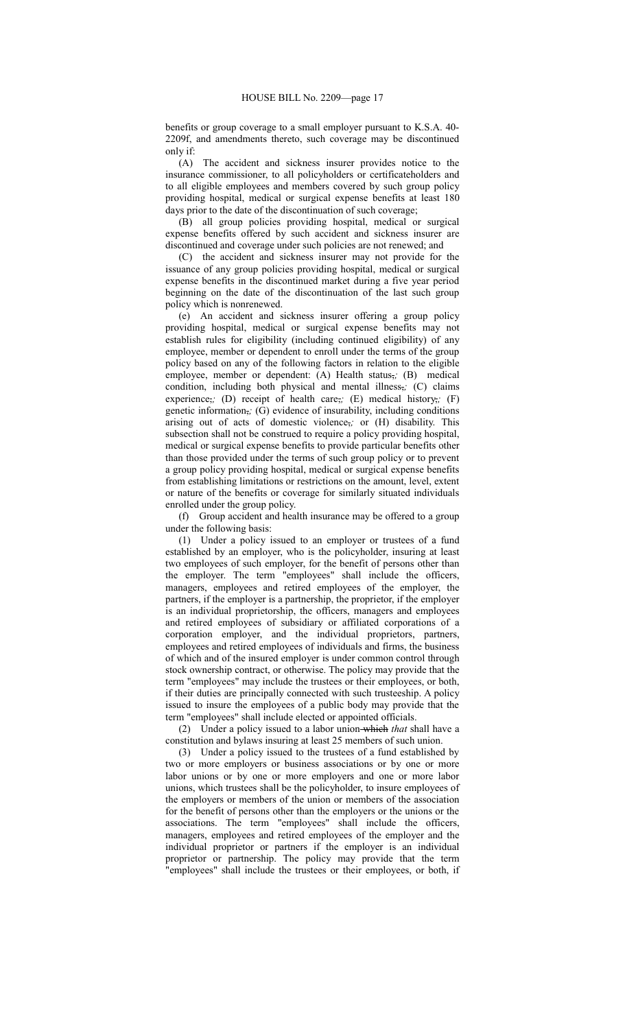benefits or group coverage to a small employer pursuant to K.S.A. 40-2209f, and amendments thereto, such coverage may be discontinued only if:

(A) The accident and sickness insurer provides notice to the insurance commissioner, to all policyholders or certificateholders and to all eligible employees and members covered by such group policy providing hospital, medical or surgical expense benefits at least 180 days prior to the date of the discontinuation of such coverage;

(B) all group policies providing hospital, medical or surgical expense benefits offered by such accident and sickness insurer are discontinued and coverage under such policies are not renewed; and

(C) the accident and sickness insurer may not provide for the issuance of any group policies providing hospital, medical or surgical expense benefits in the discontinued market during a five year period beginning on the date of the discontinuation of the last such group policy which is nonrenewed.

(e) An accident and sickness insurer offering a group policy providing hospital, medical or surgical expense benefits may not establish rules for eligibility (including continued eligibility) of any employee, member or dependent to enroll under the terms of the group policy based on any of the following factors in relation to the eligible employee, member or dependent: (A) Health status~~,~~*;* (B) medical condition, including both physical and mental illness~~,~~*;* (C) claims experience~~,~~*;* (D) receipt of health care~~,~~*;* (E) medical history~~,~~*;* (F) genetic information~~,~~*;* (G) evidence of insurability, including conditions arising out of acts of domestic violence~~,~~*;* or (H) disability. This subsection shall not be construed to require a policy providing hospital, medical or surgical expense benefits to provide particular benefits other than those provided under the terms of such group policy or to prevent a group policy providing hospital, medical or surgical expense benefits from establishing limitations or restrictions on the amount, level, extent or nature of the benefits or coverage for similarly situated individuals enrolled under the group policy.

(f) Group accident and health insurance may be offered to a group under the following basis:

(1) Under a policy issued to an employer or trustees of a fund established by an employer, who is the policyholder, insuring at least two employees of such employer, for the benefit of persons other than the employer. The term "employees" shall include the officers, managers, employees and retired employees of the employer, the partners, if the employer is a partnership, the proprietor, if the employer is an individual proprietorship, the officers, managers and employees and retired employees of subsidiary or affiliated corporations of a corporation employer, and the individual proprietors, partners, employees and retired employees of individuals and firms, the business of which and of the insured employer is under common control through stock ownership contract, or otherwise. The policy may provide that the term "employees" may include the trustees or their employees, or both, if their duties are principally connected with such trusteeship. A policy issued to insure the employees of a public body may provide that the term "employees" shall include elected or appointed officials.

(2) Under a policy issued to a labor union ~~which~~ *that* shall have a constitution and bylaws insuring at least 25 members of such union.

(3) Under a policy issued to the trustees of a fund established by two or more employers or business associations or by one or more labor unions or by one or more employers and one or more labor unions, which trustees shall be the policyholder, to insure employees of the employers or members of the union or members of the association for the benefit of persons other than the employers or the unions or the associations. The term "employees" shall include the officers, managers, employees and retired employees of the employer and the individual proprietor or partners if the employer is an individual proprietor or partnership. The policy may provide that the term "employees" shall include the trustees or their employees, or both, if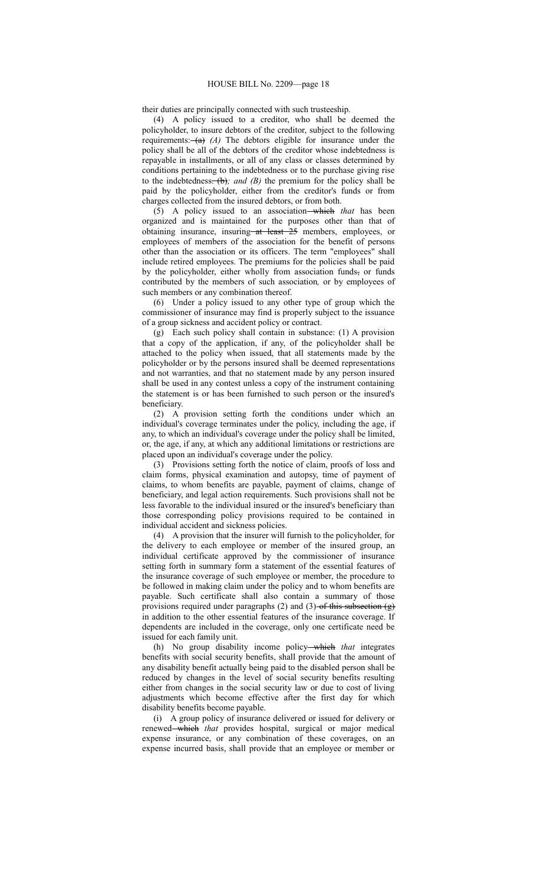their duties are principally connected with such trusteeship.

(4) A policy issued to a creditor, who shall be deemed the policyholder, to insure debtors of the creditor, subject to the following requirements: ~~(a)~~ *(A)* The debtors eligible for insurance under the policy shall be all of the debtors of the creditor whose indebtedness is repayable in installments, or all of any class or classes determined by conditions pertaining to the indebtedness or to the purchase giving rise to the indebtedness~~. (b)~~*; and (B)* the premium for the policy shall be paid by the policyholder, either from the creditor's funds or from charges collected from the insured debtors, or from both.

(5) A policy issued to an association ~~which~~ *that* has been organized and is maintained for the purposes other than that of obtaining insurance, insuring ~~at least 25~~ members, employees, or employees of members of the association for the benefit of persons other than the association or its officers. The term "employees" shall include retired employees. The premiums for the policies shall be paid by the policyholder, either wholly from association funds~~,~~ or funds contributed by the members of such association*,* or by employees of such members or any combination thereof.

(6) Under a policy issued to any other type of group which the commissioner of insurance may find is properly subject to the issuance of a group sickness and accident policy or contract.

(g) Each such policy shall contain in substance: (1) A provision that a copy of the application, if any, of the policyholder shall be attached to the policy when issued, that all statements made by the policyholder or by the persons insured shall be deemed representations and not warranties, and that no statement made by any person insured shall be used in any contest unless a copy of the instrument containing the statement is or has been furnished to such person or the insured's beneficiary.

(2) A provision setting forth the conditions under which an individual's coverage terminates under the policy, including the age, if any, to which an individual's coverage under the policy shall be limited, or, the age, if any, at which any additional limitations or restrictions are placed upon an individual's coverage under the policy.

(3) Provisions setting forth the notice of claim, proofs of loss and claim forms, physical examination and autopsy, time of payment of claims, to whom benefits are payable, payment of claims, change of beneficiary, and legal action requirements. Such provisions shall not be less favorable to the individual insured or the insured's beneficiary than those corresponding policy provisions required to be contained in individual accident and sickness policies.

(4) A provision that the insurer will furnish to the policyholder, for the delivery to each employee or member of the insured group, an individual certificate approved by the commissioner of insurance setting forth in summary form a statement of the essential features of the insurance coverage of such employee or member, the procedure to be followed in making claim under the policy and to whom benefits are payable. Such certificate shall also contain a summary of those provisions required under paragraphs (2) and (3) ~~of this subsection (g)~~ in addition to the other essential features of the insurance coverage. If dependents are included in the coverage, only one certificate need be issued for each family unit.

(h) No group disability income policy ~~which~~ *that* integrates benefits with social security benefits, shall provide that the amount of any disability benefit actually being paid to the disabled person shall be reduced by changes in the level of social security benefits resulting either from changes in the social security law or due to cost of living adjustments which become effective after the first day for which disability benefits become payable.

(i) A group policy of insurance delivered or issued for delivery or renewed ~~which~~ *that* provides hospital, surgical or major medical expense insurance, or any combination of these coverages, on an expense incurred basis, shall provide that an employee or member or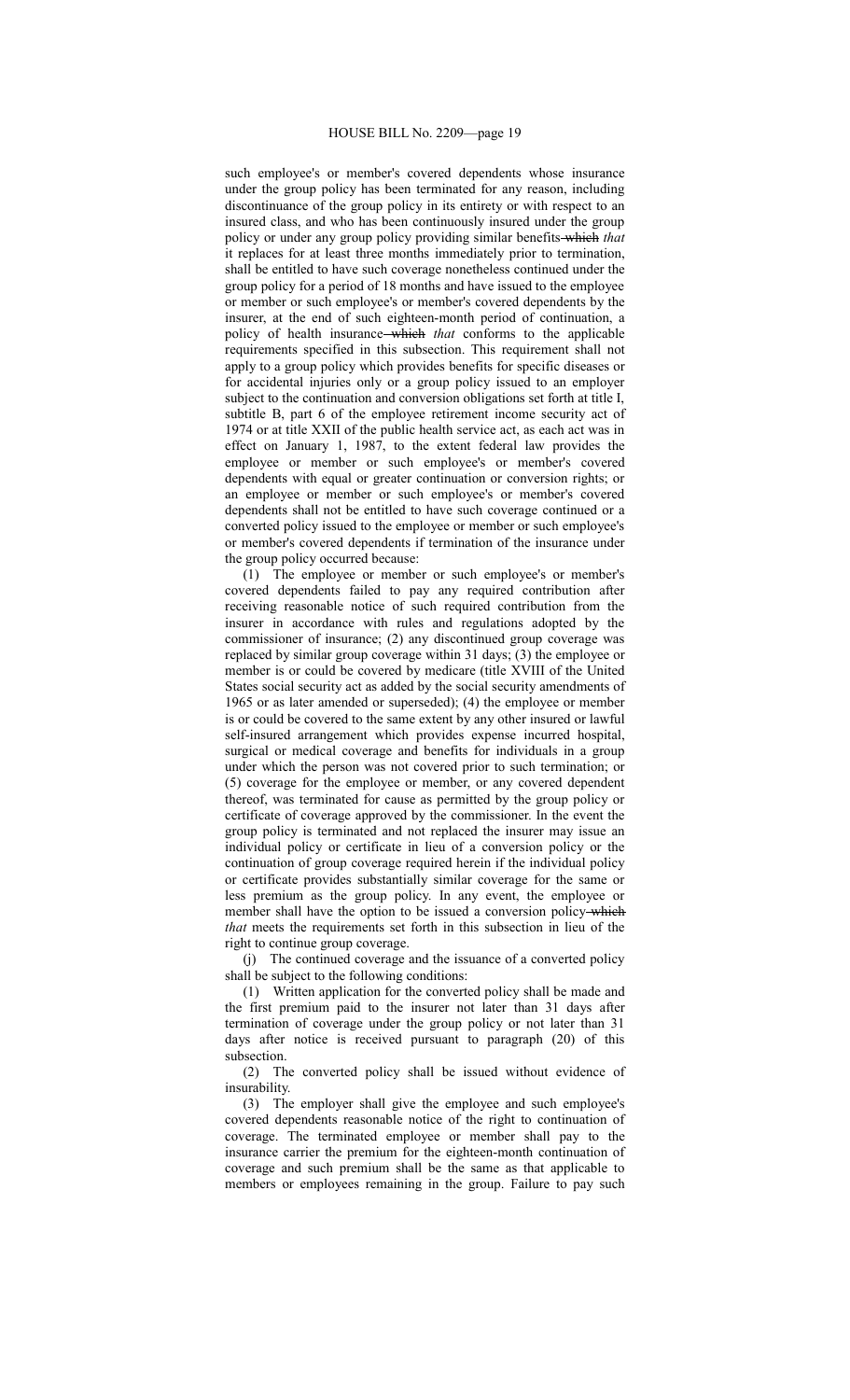such employee's or member's covered dependents whose insurance under the group policy has been terminated for any reason, including discontinuance of the group policy in its entirety or with respect to an insured class, and who has been continuously insured under the group policy or under any group policy providing similar benefits ~~which~~ *that* it replaces for at least three months immediately prior to termination, shall be entitled to have such coverage nonetheless continued under the group policy for a period of 18 months and have issued to the employee or member or such employee's or member's covered dependents by the insurer, at the end of such eighteen-month period of continuation, a policy of health insurance ~~which~~ *that* conforms to the applicable requirements specified in this subsection. This requirement shall not apply to a group policy which provides benefits for specific diseases or for accidental injuries only or a group policy issued to an employer subject to the continuation and conversion obligations set forth at title I, subtitle B, part 6 of the employee retirement income security act of 1974 or at title XXII of the public health service act, as each act was in effect on January 1, 1987, to the extent federal law provides the employee or member or such employee's or member's covered dependents with equal or greater continuation or conversion rights; or an employee or member or such employee's or member's covered dependents shall not be entitled to have such coverage continued or a converted policy issued to the employee or member or such employee's or member's covered dependents if termination of the insurance under the group policy occurred because:

(1) The employee or member or such employee's or member's covered dependents failed to pay any required contribution after receiving reasonable notice of such required contribution from the insurer in accordance with rules and regulations adopted by the commissioner of insurance; (2) any discontinued group coverage was replaced by similar group coverage within 31 days; (3) the employee or member is or could be covered by medicare (title XVIII of the United States social security act as added by the social security amendments of 1965 or as later amended or superseded); (4) the employee or member is or could be covered to the same extent by any other insured or lawful self-insured arrangement which provides expense incurred hospital, surgical or medical coverage and benefits for individuals in a group under which the person was not covered prior to such termination; or (5) coverage for the employee or member, or any covered dependent thereof, was terminated for cause as permitted by the group policy or certificate of coverage approved by the commissioner. In the event the group policy is terminated and not replaced the insurer may issue an individual policy or certificate in lieu of a conversion policy or the continuation of group coverage required herein if the individual policy or certificate provides substantially similar coverage for the same or less premium as the group policy. In any event, the employee or member shall have the option to be issued a conversion policy ~~which~~ *that* meets the requirements set forth in this subsection in lieu of the right to continue group coverage.

(j) The continued coverage and the issuance of a converted policy shall be subject to the following conditions:

(1) Written application for the converted policy shall be made and the first premium paid to the insurer not later than 31 days after termination of coverage under the group policy or not later than 31 days after notice is received pursuant to paragraph (20) of this subsection.

(2) The converted policy shall be issued without evidence of insurability.

(3) The employer shall give the employee and such employee's covered dependents reasonable notice of the right to continuation of coverage. The terminated employee or member shall pay to the insurance carrier the premium for the eighteen-month continuation of coverage and such premium shall be the same as that applicable to members or employees remaining in the group. Failure to pay such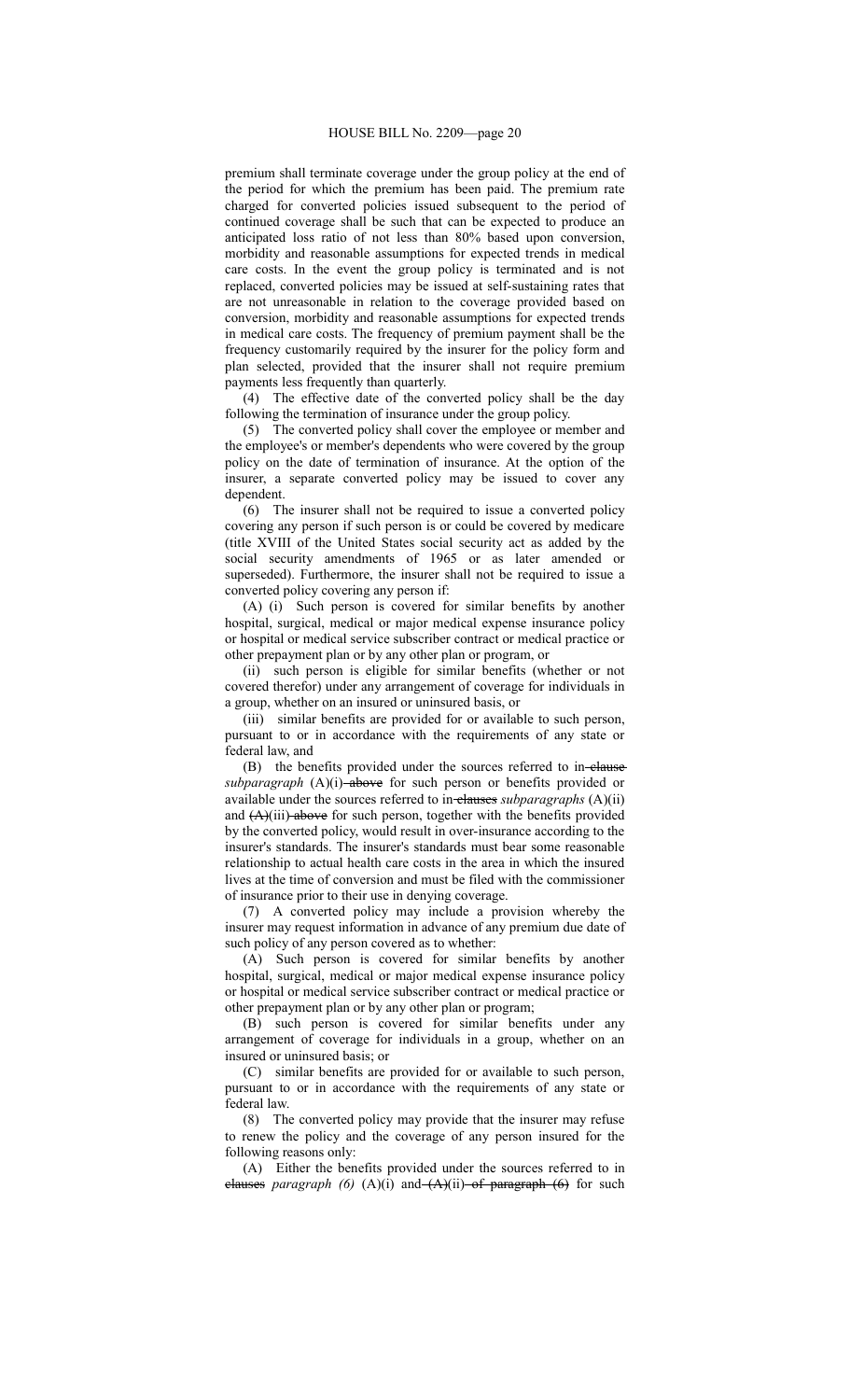premium shall terminate coverage under the group policy at the end of the period for which the premium has been paid. The premium rate charged for converted policies issued subsequent to the period of continued coverage shall be such that can be expected to produce an anticipated loss ratio of not less than 80% based upon conversion, morbidity and reasonable assumptions for expected trends in medical care costs. In the event the group policy is terminated and is not replaced, converted policies may be issued at self-sustaining rates that are not unreasonable in relation to the coverage provided based on conversion, morbidity and reasonable assumptions for expected trends in medical care costs. The frequency of premium payment shall be the frequency customarily required by the insurer for the policy form and plan selected, provided that the insurer shall not require premium payments less frequently than quarterly.

(4) The effective date of the converted policy shall be the day following the termination of insurance under the group policy.

(5) The converted policy shall cover the employee or member and the employee's or member's dependents who were covered by the group policy on the date of termination of insurance. At the option of the insurer, a separate converted policy may be issued to cover any dependent.

(6) The insurer shall not be required to issue a converted policy covering any person if such person is or could be covered by medicare (title XVIII of the United States social security act as added by the social security amendments of 1965 or as later amended or superseded). Furthermore, the insurer shall not be required to issue a converted policy covering any person if:

(A) (i) Such person is covered for similar benefits by another hospital, surgical, medical or major medical expense insurance policy or hospital or medical service subscriber contract or medical practice or other prepayment plan or by any other plan or program, or

(ii) such person is eligible for similar benefits (whether or not covered therefor) under any arrangement of coverage for individuals in a group, whether on an insured or uninsured basis, or

(iii) similar benefits are provided for or available to such person, pursuant to or in accordance with the requirements of any state or federal law, and

(B) the benefits provided under the sources referred to in ~~clause~~ *subparagraph* (A)(i) ~~above~~ for such person or benefits provided or available under the sources referred to in ~~clauses~~ *subparagraphs* (A)(ii) and ~~(A)~~(iii) ~~above~~ for such person, together with the benefits provided by the converted policy, would result in over-insurance according to the insurer's standards. The insurer's standards must bear some reasonable relationship to actual health care costs in the area in which the insured lives at the time of conversion and must be filed with the commissioner of insurance prior to their use in denying coverage.

(7) A converted policy may include a provision whereby the insurer may request information in advance of any premium due date of such policy of any person covered as to whether:

(A) Such person is covered for similar benefits by another hospital, surgical, medical or major medical expense insurance policy or hospital or medical service subscriber contract or medical practice or other prepayment plan or by any other plan or program;

(B) such person is covered for similar benefits under any arrangement of coverage for individuals in a group, whether on an insured or uninsured basis; or

(C) similar benefits are provided for or available to such person, pursuant to or in accordance with the requirements of any state or federal law.

(8) The converted policy may provide that the insurer may refuse to renew the policy and the coverage of any person insured for the following reasons only:

(A) Either the benefits provided under the sources referred to in ~~clauses~~ *paragraph (6)* (A)(i) and ~~(A)(ii) of paragraph (6)~~ for such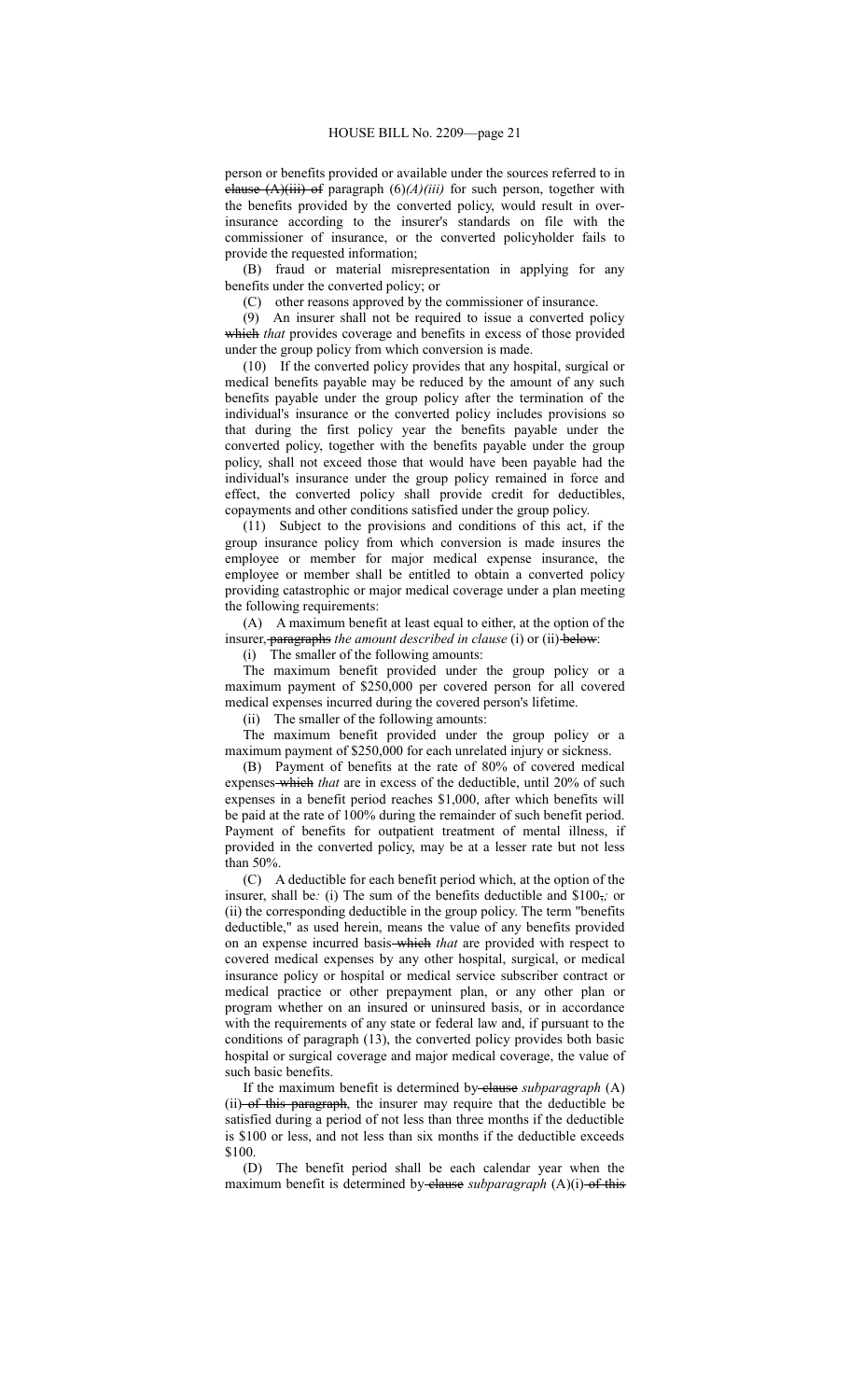person or benefits provided or available under the sources referred to in ~~clause (A)(iii) of~~ paragraph (6)*(A)(iii)* for such person, together with the benefits provided by the converted policy, would result in over-insurance according to the insurer's standards on file with the commissioner of insurance, or the converted policyholder fails to provide the requested information;

(B) fraud or material misrepresentation in applying for any benefits under the converted policy; or

(C) other reasons approved by the commissioner of insurance.

(9) An insurer shall not be required to issue a converted policy ~~which~~ *that* provides coverage and benefits in excess of those provided under the group policy from which conversion is made.

(10) If the converted policy provides that any hospital, surgical or medical benefits payable may be reduced by the amount of any such benefits payable under the group policy after the termination of the individual's insurance or the converted policy includes provisions so that during the first policy year the benefits payable under the converted policy, together with the benefits payable under the group policy, shall not exceed those that would have been payable had the individual's insurance under the group policy remained in force and effect, the converted policy shall provide credit for deductibles, copayments and other conditions satisfied under the group policy.

(11) Subject to the provisions and conditions of this act, if the group insurance policy from which conversion is made insures the employee or member for major medical expense insurance, the employee or member shall be entitled to obtain a converted policy providing catastrophic or major medical coverage under a plan meeting the following requirements:

(A) A maximum benefit at least equal to either, at the option of the insurer, ~~paragraphs~~ *the amount described in clause* (i) or (ii) ~~below~~:

(i) The smaller of the following amounts:

The maximum benefit provided under the group policy or a maximum payment of $250,000 per covered person for all covered medical expenses incurred during the covered person's lifetime.

(ii) The smaller of the following amounts:

The maximum benefit provided under the group policy or a maximum payment of $250,000 for each unrelated injury or sickness.

(B) Payment of benefits at the rate of 80% of covered medical expenses ~~which~~ *that* are in excess of the deductible, until 20% of such expenses in a benefit period reaches $1,000, after which benefits will be paid at the rate of 100% during the remainder of such benefit period. Payment of benefits for outpatient treatment of mental illness, if provided in the converted policy, may be at a lesser rate but not less than 50%.

(C) A deductible for each benefit period which, at the option of the insurer, shall be*:* (i) The sum of the benefits deductible and $100~~,~~*;* or (ii) the corresponding deductible in the group policy. The term "benefits deductible," as used herein, means the value of any benefits provided on an expense incurred basis ~~which~~ *that* are provided with respect to covered medical expenses by any other hospital, surgical, or medical insurance policy or hospital or medical service subscriber contract or medical practice or other prepayment plan, or any other plan or program whether on an insured or uninsured basis, or in accordance with the requirements of any state or federal law and, if pursuant to the conditions of paragraph (13), the converted policy provides both basic hospital or surgical coverage and major medical coverage, the value of such basic benefits.

If the maximum benefit is determined by ~~clause~~ *subparagraph* (A)(ii) ~~of this paragraph~~, the insurer may require that the deductible be satisfied during a period of not less than three months if the deductible is $100 or less, and not less than six months if the deductible exceeds $100.

(D) The benefit period shall be each calendar year when the maximum benefit is determined by ~~clause~~ *subparagraph* (A)(i) ~~of this~~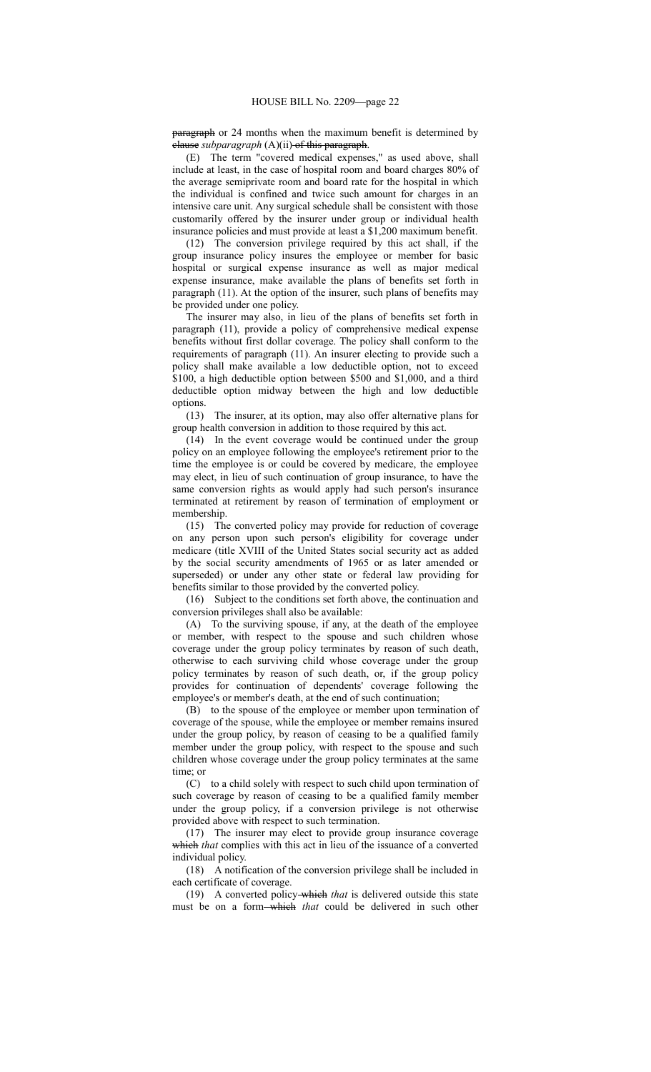paragraph or 24 months when the maximum benefit is determined by clause *subparagraph* (A)(ii) of this paragraph.

(E) The term "covered medical expenses," as used above, shall include at least, in the case of hospital room and board charges 80% of the average semiprivate room and board rate for the hospital in which the individual is confined and twice such amount for charges in an intensive care unit. Any surgical schedule shall be consistent with those customarily offered by the insurer under group or individual health insurance policies and must provide at least a $1,200 maximum benefit.

(12) The conversion privilege required by this act shall, if the group insurance policy insures the employee or member for basic hospital or surgical expense insurance as well as major medical expense insurance, make available the plans of benefits set forth in paragraph (11). At the option of the insurer, such plans of benefits may be provided under one policy.

The insurer may also, in lieu of the plans of benefits set forth in paragraph (11), provide a policy of comprehensive medical expense benefits without first dollar coverage. The policy shall conform to the requirements of paragraph (11). An insurer electing to provide such a policy shall make available a low deductible option, not to exceed $100, a high deductible option between $500 and $1,000, and a third deductible option midway between the high and low deductible options.

(13) The insurer, at its option, may also offer alternative plans for group health conversion in addition to those required by this act.

(14) In the event coverage would be continued under the group policy on an employee following the employee's retirement prior to the time the employee is or could be covered by medicare, the employee may elect, in lieu of such continuation of group insurance, to have the same conversion rights as would apply had such person's insurance terminated at retirement by reason of termination of employment or membership.

(15) The converted policy may provide for reduction of coverage on any person upon such person's eligibility for coverage under medicare (title XVIII of the United States social security act as added by the social security amendments of 1965 or as later amended or superseded) or under any other state or federal law providing for benefits similar to those provided by the converted policy.

(16) Subject to the conditions set forth above, the continuation and conversion privileges shall also be available:

(A) To the surviving spouse, if any, at the death of the employee or member, with respect to the spouse and such children whose coverage under the group policy terminates by reason of such death, otherwise to each surviving child whose coverage under the group policy terminates by reason of such death, or, if the group policy provides for continuation of dependents' coverage following the employee's or member's death, at the end of such continuation;

(B) to the spouse of the employee or member upon termination of coverage of the spouse, while the employee or member remains insured under the group policy, by reason of ceasing to be a qualified family member under the group policy, with respect to the spouse and such children whose coverage under the group policy terminates at the same time; or

(C) to a child solely with respect to such child upon termination of such coverage by reason of ceasing to be a qualified family member under the group policy, if a conversion privilege is not otherwise provided above with respect to such termination.

(17) The insurer may elect to provide group insurance coverage which *that* complies with this act in lieu of the issuance of a converted individual policy.

(18) A notification of the conversion privilege shall be included in each certificate of coverage.

(19) A converted policy which *that* is delivered outside this state must be on a form which *that* could be delivered in such other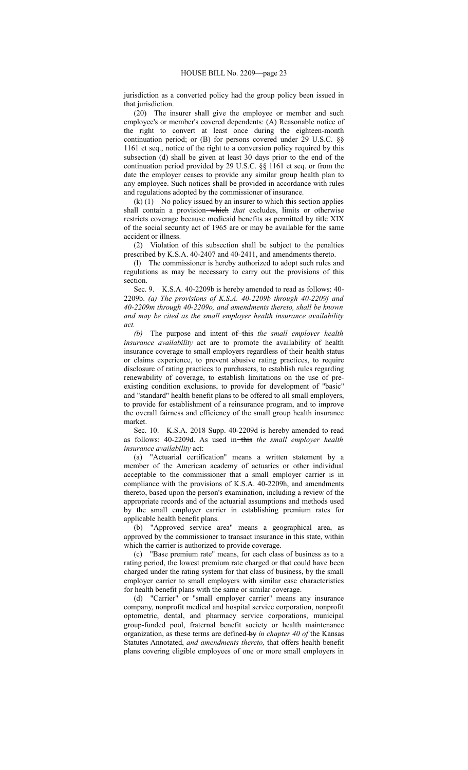jurisdiction as a converted policy had the group policy been issued in that jurisdiction.

(20) The insurer shall give the employee or member and such employee's or member's covered dependents: (A) Reasonable notice of the right to convert at least once during the eighteen-month continuation period; or (B) for persons covered under 29 U.S.C. §§ 1161 et seq., notice of the right to a conversion policy required by this subsection (d) shall be given at least 30 days prior to the end of the continuation period provided by 29 U.S.C. §§ 1161 et seq. or from the date the employer ceases to provide any similar group health plan to any employee. Such notices shall be provided in accordance with rules and regulations adopted by the commissioner of insurance.

(k) (1) No policy issued by an insurer to which this section applies shall contain a provision ~~which~~ *that* excludes, limits or otherwise restricts coverage because medicaid benefits as permitted by title XIX of the social security act of 1965 are or may be available for the same accident or illness.

(2) Violation of this subsection shall be subject to the penalties prescribed by K.S.A. 40-2407 and 40-2411, and amendments thereto.

(l) The commissioner is hereby authorized to adopt such rules and regulations as may be necessary to carry out the provisions of this section.

Sec. 9. K.S.A. 40-2209b is hereby amended to read as follows: 40-2209b. *(a) The provisions of K.S.A. 40-2209b through 40-2209j and 40-2209m through 40-2209o, and amendments thereto, shall be known and may be cited as the small employer health insurance availability act.*

*(b)* The purpose and intent of ~~this~~ *the small employer health insurance availability* act are to promote the availability of health insurance coverage to small employers regardless of their health status or claims experience, to prevent abusive rating practices, to require disclosure of rating practices to purchasers, to establish rules regarding renewability of coverage, to establish limitations on the use of pre-existing condition exclusions, to provide for development of "basic" and "standard" health benefit plans to be offered to all small employers, to provide for establishment of a reinsurance program, and to improve the overall fairness and efficiency of the small group health insurance market.

Sec. 10. K.S.A. 2018 Supp. 40-2209d is hereby amended to read as follows: 40-2209d. As used in ~~this~~ *the small employer health insurance availability* act:

(a) "Actuarial certification" means a written statement by a member of the American academy of actuaries or other individual acceptable to the commissioner that a small employer carrier is in compliance with the provisions of K.S.A. 40-2209h, and amendments thereto, based upon the person's examination, including a review of the appropriate records and of the actuarial assumptions and methods used by the small employer carrier in establishing premium rates for applicable health benefit plans.

(b) "Approved service area" means a geographical area, as approved by the commissioner to transact insurance in this state, within which the carrier is authorized to provide coverage.

(c) "Base premium rate" means, for each class of business as to a rating period, the lowest premium rate charged or that could have been charged under the rating system for that class of business, by the small employer carrier to small employers with similar case characteristics for health benefit plans with the same or similar coverage.

(d) "Carrier" or "small employer carrier" means any insurance company, nonprofit medical and hospital service corporation, nonprofit optometric, dental, and pharmacy service corporations, municipal group-funded pool, fraternal benefit society or health maintenance organization, as these terms are defined ~~by~~ *in chapter 40 of* the Kansas Statutes Annotated, *and amendments thereto,* that offers health benefit plans covering eligible employees of one or more small employers in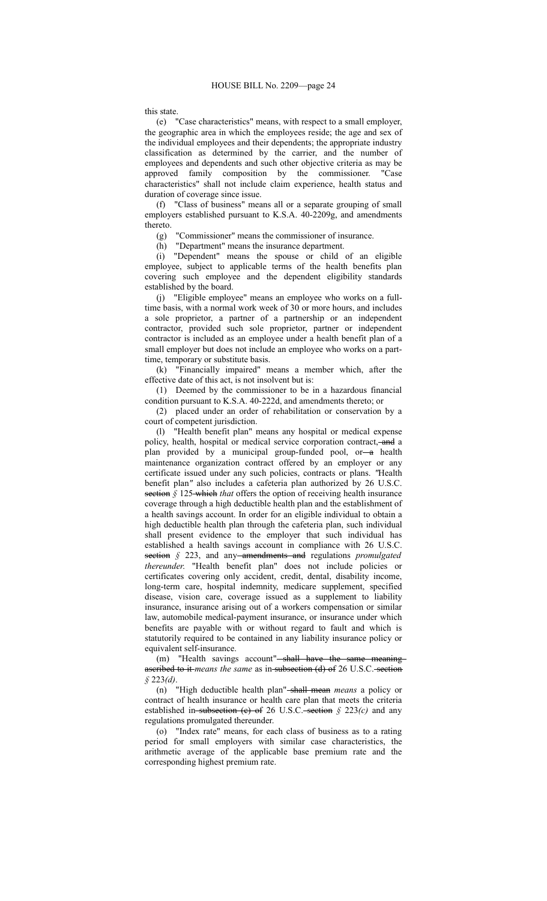this state.

(e) "Case characteristics" means, with respect to a small employer, the geographic area in which the employees reside; the age and sex of the individual employees and their dependents; the appropriate industry classification as determined by the carrier, and the number of employees and dependents and such other objective criteria as may be approved family composition by the commissioner. "Case characteristics" shall not include claim experience, health status and duration of coverage since issue.

(f) "Class of business" means all or a separate grouping of small employers established pursuant to K.S.A. 40-2209g, and amendments thereto.

(g) "Commissioner" means the commissioner of insurance.

(h) "Department" means the insurance department.

(i) "Dependent" means the spouse or child of an eligible employee, subject to applicable terms of the health benefits plan covering such employee and the dependent eligibility standards established by the board.

(j) "Eligible employee" means an employee who works on a full-time basis, with a normal work week of 30 or more hours, and includes a sole proprietor, a partner of a partnership or an independent contractor, provided such sole proprietor, partner or independent contractor is included as an employee under a health benefit plan of a small employer but does not include an employee who works on a part-time, temporary or substitute basis.

(k) "Financially impaired" means a member which, after the effective date of this act, is not insolvent but is:

(1) Deemed by the commissioner to be in a hazardous financial condition pursuant to K.S.A. 40-222d, and amendments thereto; or

(2) placed under an order of rehabilitation or conservation by a court of competent jurisdiction.

(l) "Health benefit plan" means any hospital or medical expense policy, health, hospital or medical service corporation contract, ~~and~~ a plan provided by a municipal group-funded pool, or ~~a~~ health maintenance organization contract offered by an employer or any certificate issued under any such policies, contracts or plans. "Health benefit plan" also includes a cafeteria plan authorized by 26 U.S.C. ~~section~~ *§* 125 ~~which~~ *that* offers the option of receiving health insurance coverage through a high deductible health plan and the establishment of a health savings account. In order for an eligible individual to obtain a high deductible health plan through the cafeteria plan, such individual shall present evidence to the employer that such individual has established a health savings account in compliance with 26 U.S.C. ~~section~~ *§* 223, and any ~~amendments and~~ regulations *promulgated thereunder*. "Health benefit plan" does not include policies or certificates covering only accident, credit, dental, disability income, long-term care, hospital indemnity, medicare supplement, specified disease, vision care, coverage issued as a supplement to liability insurance, insurance arising out of a workers compensation or similar law, automobile medical-payment insurance, or insurance under which benefits are payable with or without regard to fault and which is statutorily required to be contained in any liability insurance policy or equivalent self-insurance.

(m) "Health savings account" ~~shall have the same meaning ascribed to it~~ *means the same* as in ~~subsection (d) of~~ 26 U.S.C. ~~section~~ *§* 223*(d)*.

(n) "High deductible health plan" ~~shall mean~~ *means* a policy or contract of health insurance or health care plan that meets the criteria established in ~~subsection (c) of~~ 26 U.S.C. ~~section~~ *§* 223*(c)* and any regulations promulgated thereunder.

(o) "Index rate" means, for each class of business as to a rating period for small employers with similar case characteristics, the arithmetic average of the applicable base premium rate and the corresponding highest premium rate.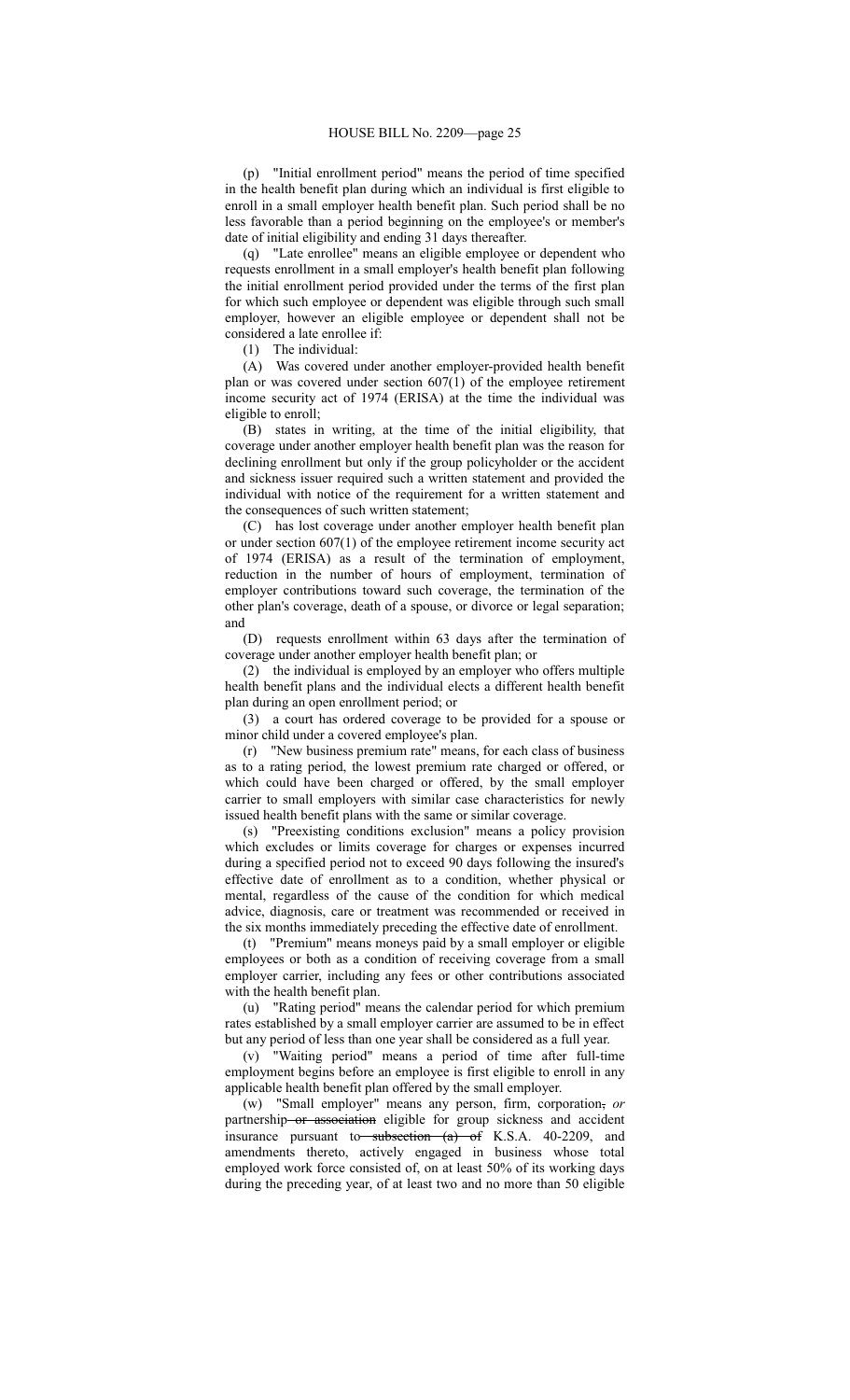(p) "Initial enrollment period" means the period of time specified in the health benefit plan during which an individual is first eligible to enroll in a small employer health benefit plan. Such period shall be no less favorable than a period beginning on the employee's or member's date of initial eligibility and ending 31 days thereafter.

(q) "Late enrollee" means an eligible employee or dependent who requests enrollment in a small employer's health benefit plan following the initial enrollment period provided under the terms of the first plan for which such employee or dependent was eligible through such small employer, however an eligible employee or dependent shall not be considered a late enrollee if:

(1) The individual:

(A) Was covered under another employer-provided health benefit plan or was covered under section 607(1) of the employee retirement income security act of 1974 (ERISA) at the time the individual was eligible to enroll;

(B) states in writing, at the time of the initial eligibility, that coverage under another employer health benefit plan was the reason for declining enrollment but only if the group policyholder or the accident and sickness issuer required such a written statement and provided the individual with notice of the requirement for a written statement and the consequences of such written statement;

(C) has lost coverage under another employer health benefit plan or under section 607(1) of the employee retirement income security act of 1974 (ERISA) as a result of the termination of employment, reduction in the number of hours of employment, termination of employer contributions toward such coverage, the termination of the other plan's coverage, death of a spouse, or divorce or legal separation; and

(D) requests enrollment within 63 days after the termination of coverage under another employer health benefit plan; or

(2) the individual is employed by an employer who offers multiple health benefit plans and the individual elects a different health benefit plan during an open enrollment period; or

(3) a court has ordered coverage to be provided for a spouse or minor child under a covered employee's plan.

(r) "New business premium rate" means, for each class of business as to a rating period, the lowest premium rate charged or offered, or which could have been charged or offered, by the small employer carrier to small employers with similar case characteristics for newly issued health benefit plans with the same or similar coverage.

(s) "Preexisting conditions exclusion" means a policy provision which excludes or limits coverage for charges or expenses incurred during a specified period not to exceed 90 days following the insured's effective date of enrollment as to a condition, whether physical or mental, regardless of the cause of the condition for which medical advice, diagnosis, care or treatment was recommended or received in the six months immediately preceding the effective date of enrollment.

(t) "Premium" means moneys paid by a small employer or eligible employees or both as a condition of receiving coverage from a small employer carrier, including any fees or other contributions associated with the health benefit plan.

(u) "Rating period" means the calendar period for which premium rates established by a small employer carrier are assumed to be in effect but any period of less than one year shall be considered as a full year.

(v) "Waiting period" means a period of time after full-time employment begins before an employee is first eligible to enroll in any applicable health benefit plan offered by the small employer.

(w) "Small employer" means any person, firm, corporation~~,~~ *or* partnership ~~or association~~ eligible for group sickness and accident insurance pursuant to ~~subsection (a) of~~ K.S.A. 40-2209, and amendments thereto, actively engaged in business whose total employed work force consisted of, on at least 50% of its working days during the preceding year, of at least two and no more than 50 eligible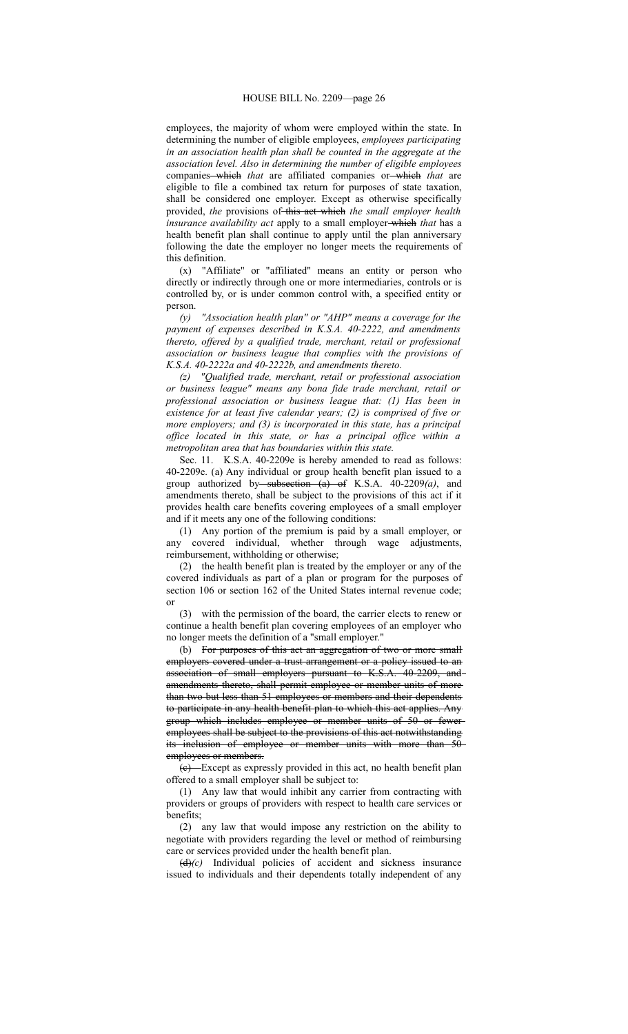employees, the majority of whom were employed within the state. In determining the number of eligible employees, *employees participating in an association health plan shall be counted in the aggregate at the association level. Also in determining the number of eligible employees* companies ~~which~~ *that* are affiliated companies or ~~which~~ *that* are eligible to file a combined tax return for purposes of state taxation, shall be considered one employer. Except as otherwise specifically provided, *the* provisions of ~~this act which~~ *the small employer health insurance availability act* apply to a small employer ~~which~~ *that* has a health benefit plan shall continue to apply until the plan anniversary following the date the employer no longer meets the requirements of this definition.

(x) "Affiliate" or "affiliated" means an entity or person who directly or indirectly through one or more intermediaries, controls or is controlled by, or is under common control with, a specified entity or person.

*(y) "Association health plan" or "AHP" means a coverage for the payment of expenses described in K.S.A. 40-2222, and amendments thereto, offered by a qualified trade, merchant, retail or professional association or business league that complies with the provisions of K.S.A. 40-2222a and 40-2222b, and amendments thereto.*

*(z) "Qualified trade, merchant, retail or professional association or business league" means any bona fide trade merchant, retail or professional association or business league that: (1) Has been in existence for at least five calendar years; (2) is comprised of five or more employers; and (3) is incorporated in this state, has a principal office located in this state, or has a principal office within a metropolitan area that has boundaries within this state.*

Sec. 11. K.S.A. 40-2209e is hereby amended to read as follows: 40-2209e. (a) Any individual or group health benefit plan issued to a group authorized by ~~subsection (a) of~~ K.S.A. 40-2209*(a)*, and amendments thereto, shall be subject to the provisions of this act if it provides health care benefits covering employees of a small employer and if it meets any one of the following conditions:

(1) Any portion of the premium is paid by a small employer, or any covered individual, whether through wage adjustments, reimbursement, withholding or otherwise;

(2) the health benefit plan is treated by the employer or any of the covered individuals as part of a plan or program for the purposes of section 106 or section 162 of the United States internal revenue code; or

(3) with the permission of the board, the carrier elects to renew or continue a health benefit plan covering employees of an employer who no longer meets the definition of a "small employer."

(b) ~~For purposes of this act an aggregation of two or more small employers covered under a trust arrangement or a policy issued to an association of small employers pursuant to K.S.A. 40-2209, and amendments thereto, shall permit employee or member units of more than two but less than 51 employees or members and their dependents to participate in any health benefit plan to which this act applies. Any group which includes employee or member units of 50 or fewer employees shall be subject to the provisions of this act notwithstanding its inclusion of employee or member units with more than 50 employees or members.~~

~~(c)~~ Except as expressly provided in this act, no health benefit plan offered to a small employer shall be subject to:

(1) Any law that would inhibit any carrier from contracting with providers or groups of providers with respect to health care services or benefits;

(2) any law that would impose any restriction on the ability to negotiate with providers regarding the level or method of reimbursing care or services provided under the health benefit plan.

~~(d)~~*(c)* Individual policies of accident and sickness insurance issued to individuals and their dependents totally independent of any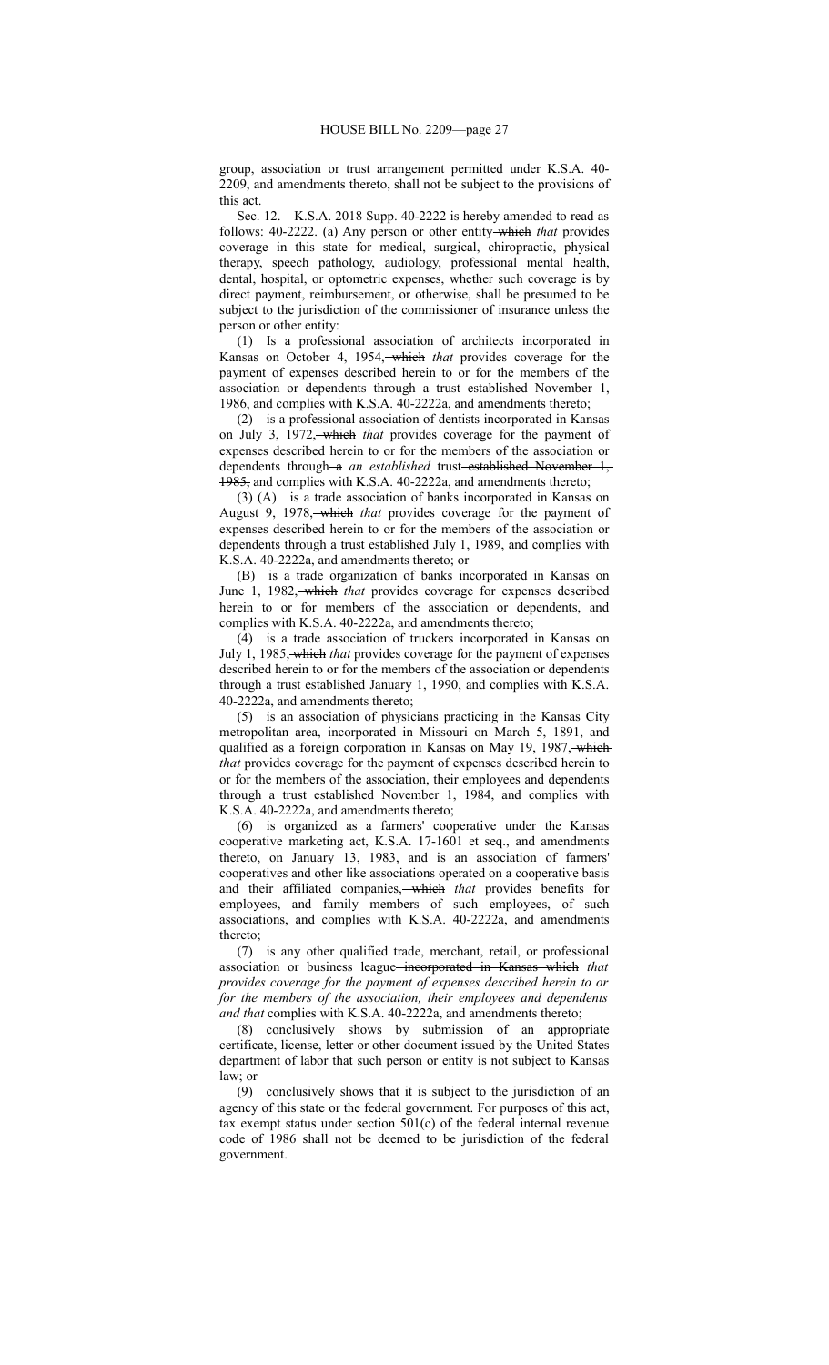group, association or trust arrangement permitted under K.S.A. 40-2209, and amendments thereto, shall not be subject to the provisions of this act.

Sec. 12. K.S.A. 2018 Supp. 40-2222 is hereby amended to read as follows: 40-2222. (a) Any person or other entity ~~which~~ *that* provides coverage in this state for medical, surgical, chiropractic, physical therapy, speech pathology, audiology, professional mental health, dental, hospital, or optometric expenses, whether such coverage is by direct payment, reimbursement, or otherwise, shall be presumed to be subject to the jurisdiction of the commissioner of insurance unless the person or other entity:

(1) Is a professional association of architects incorporated in Kansas on October 4, 1954, ~~which~~ *that* provides coverage for the payment of expenses described herein to or for the members of the association or dependents through a trust established November 1, 1986, and complies with K.S.A. 40-2222a, and amendments thereto;

(2) is a professional association of dentists incorporated in Kansas on July 3, 1972, ~~which~~ *that* provides coverage for the payment of expenses described herein to or for the members of the association or dependents through ~~a~~ *an established* trust ~~established November 1, 1985,~~ and complies with K.S.A. 40-2222a, and amendments thereto;

(3) (A) is a trade association of banks incorporated in Kansas on August 9, 1978, ~~which~~ *that* provides coverage for the payment of expenses described herein to or for the members of the association or dependents through a trust established July 1, 1989, and complies with K.S.A. 40-2222a, and amendments thereto; or

(B) is a trade organization of banks incorporated in Kansas on June 1, 1982, ~~which~~ *that* provides coverage for expenses described herein to or for members of the association or dependents, and complies with K.S.A. 40-2222a, and amendments thereto;

(4) is a trade association of truckers incorporated in Kansas on July 1, 1985, ~~which~~ *that* provides coverage for the payment of expenses described herein to or for the members of the association or dependents through a trust established January 1, 1990, and complies with K.S.A. 40-2222a, and amendments thereto;

(5) is an association of physicians practicing in the Kansas City metropolitan area, incorporated in Missouri on March 5, 1891, and qualified as a foreign corporation in Kansas on May 19, 1987, ~~which~~ *that* provides coverage for the payment of expenses described herein to or for the members of the association, their employees and dependents through a trust established November 1, 1984, and complies with K.S.A. 40-2222a, and amendments thereto;

(6) is organized as a farmers' cooperative under the Kansas cooperative marketing act, K.S.A. 17-1601 et seq., and amendments thereto, on January 13, 1983, and is an association of farmers' cooperatives and other like associations operated on a cooperative basis and their affiliated companies, ~~which~~ *that* provides benefits for employees, and family members of such employees, of such associations, and complies with K.S.A. 40-2222a, and amendments thereto;

(7) is any other qualified trade, merchant, retail, or professional association or business league ~~incorporated in Kansas which~~ *that provides coverage for the payment of expenses described herein to or for the members of the association, their employees and dependents and that* complies with K.S.A. 40-2222a, and amendments thereto;

(8) conclusively shows by submission of an appropriate certificate, license, letter or other document issued by the United States department of labor that such person or entity is not subject to Kansas law; or

(9) conclusively shows that it is subject to the jurisdiction of an agency of this state or the federal government. For purposes of this act, tax exempt status under section 501(c) of the federal internal revenue code of 1986 shall not be deemed to be jurisdiction of the federal government.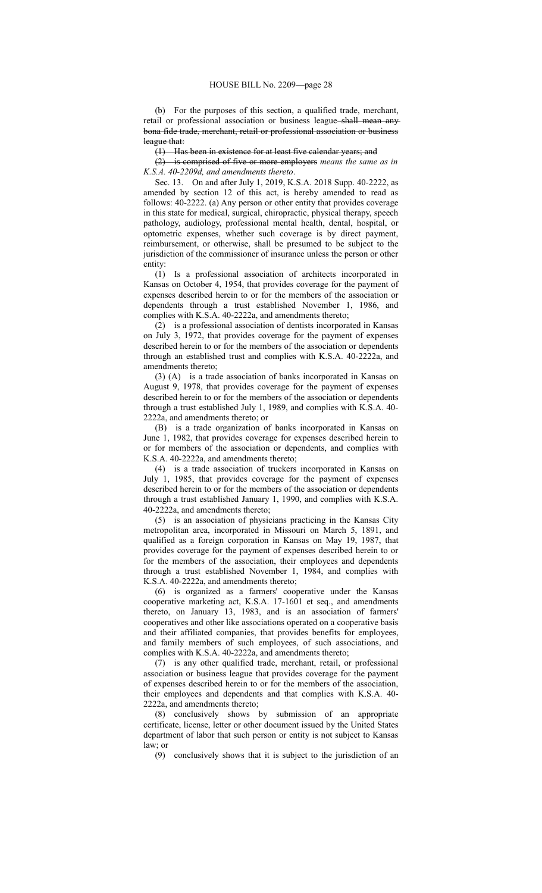(b) For the purposes of this section, a qualified trade, merchant, retail or professional association or business league ~~shall mean any bona fide trade, merchant, retail or professional association or business league that:~~

~~(1) Has been in existence for at least five calendar years; and~~

~~(2) is comprised of five or more employers~~ *means the same as in K.S.A. 40-2209d, and amendments thereto*.

Sec. 13. On and after July 1, 2019, K.S.A. 2018 Supp. 40-2222, as amended by section 12 of this act, is hereby amended to read as follows: 40-2222. (a) Any person or other entity that provides coverage in this state for medical, surgical, chiropractic, physical therapy, speech pathology, audiology, professional mental health, dental, hospital, or optometric expenses, whether such coverage is by direct payment, reimbursement, or otherwise, shall be presumed to be subject to the jurisdiction of the commissioner of insurance unless the person or other entity:

(1) Is a professional association of architects incorporated in Kansas on October 4, 1954, that provides coverage for the payment of expenses described herein to or for the members of the association or dependents through a trust established November 1, 1986, and complies with K.S.A. 40-2222a, and amendments thereto;

(2) is a professional association of dentists incorporated in Kansas on July 3, 1972, that provides coverage for the payment of expenses described herein to or for the members of the association or dependents through an established trust and complies with K.S.A. 40-2222a, and amendments thereto;

(3) (A) is a trade association of banks incorporated in Kansas on August 9, 1978, that provides coverage for the payment of expenses described herein to or for the members of the association or dependents through a trust established July 1, 1989, and complies with K.S.A. 40-2222a, and amendments thereto; or

(B) is a trade organization of banks incorporated in Kansas on June 1, 1982, that provides coverage for expenses described herein to or for members of the association or dependents, and complies with K.S.A. 40-2222a, and amendments thereto;

(4) is a trade association of truckers incorporated in Kansas on July 1, 1985, that provides coverage for the payment of expenses described herein to or for the members of the association or dependents through a trust established January 1, 1990, and complies with K.S.A. 40-2222a, and amendments thereto;

(5) is an association of physicians practicing in the Kansas City metropolitan area, incorporated in Missouri on March 5, 1891, and qualified as a foreign corporation in Kansas on May 19, 1987, that provides coverage for the payment of expenses described herein to or for the members of the association, their employees and dependents through a trust established November 1, 1984, and complies with K.S.A. 40-2222a, and amendments thereto;

(6) is organized as a farmers' cooperative under the Kansas cooperative marketing act, K.S.A. 17-1601 et seq., and amendments thereto, on January 13, 1983, and is an association of farmers' cooperatives and other like associations operated on a cooperative basis and their affiliated companies, that provides benefits for employees, and family members of such employees, of such associations, and complies with K.S.A. 40-2222a, and amendments thereto;

(7) is any other qualified trade, merchant, retail, or professional association or business league that provides coverage for the payment of expenses described herein to or for the members of the association, their employees and dependents and that complies with K.S.A. 40-2222a, and amendments thereto;

(8) conclusively shows by submission of an appropriate certificate, license, letter or other document issued by the United States department of labor that such person or entity is not subject to Kansas law; or

(9) conclusively shows that it is subject to the jurisdiction of an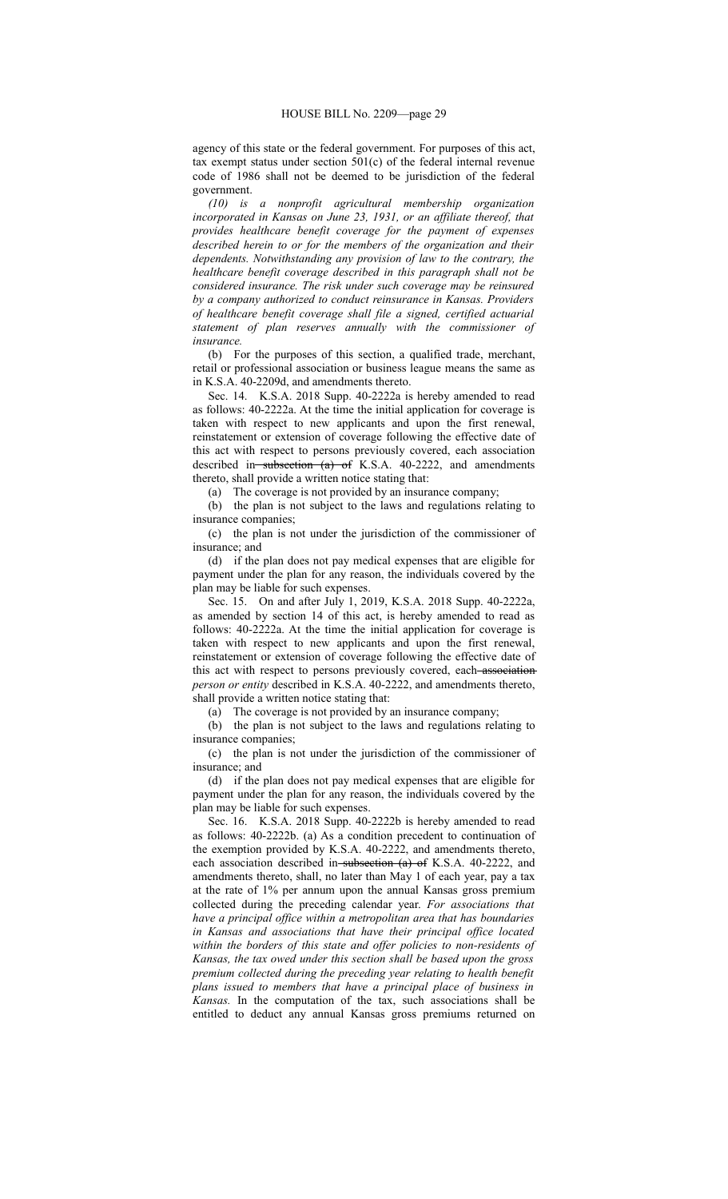agency of this state or the federal government. For purposes of this act, tax exempt status under section 501(c) of the federal internal revenue code of 1986 shall not be deemed to be jurisdiction of the federal government.

*(10) is a nonprofit agricultural membership organization incorporated in Kansas on June 23, 1931, or an affiliate thereof, that provides healthcare benefit coverage for the payment of expenses described herein to or for the members of the organization and their dependents. Notwithstanding any provision of law to the contrary, the healthcare benefit coverage described in this paragraph shall not be considered insurance. The risk under such coverage may be reinsured by a company authorized to conduct reinsurance in Kansas. Providers of healthcare benefit coverage shall file a signed, certified actuarial statement of plan reserves annually with the commissioner of insurance.*

(b) For the purposes of this section, a qualified trade, merchant, retail or professional association or business league means the same as in K.S.A. 40-2209d, and amendments thereto.

Sec. 14. K.S.A. 2018 Supp. 40-2222a is hereby amended to read as follows: 40-2222a. At the time the initial application for coverage is taken with respect to new applicants and upon the first renewal, reinstatement or extension of coverage following the effective date of this act with respect to persons previously covered, each association described in ~~subsection (a) of~~ K.S.A. 40-2222, and amendments thereto, shall provide a written notice stating that:

(a) The coverage is not provided by an insurance company;

(b) the plan is not subject to the laws and regulations relating to insurance companies;

(c) the plan is not under the jurisdiction of the commissioner of insurance; and

(d) if the plan does not pay medical expenses that are eligible for payment under the plan for any reason, the individuals covered by the plan may be liable for such expenses.

Sec. 15. On and after July 1, 2019, K.S.A. 2018 Supp. 40-2222a, as amended by section 14 of this act, is hereby amended to read as follows: 40-2222a. At the time the initial application for coverage is taken with respect to new applicants and upon the first renewal, reinstatement or extension of coverage following the effective date of this act with respect to persons previously covered, each ~~association~~ *person or entity* described in K.S.A. 40-2222, and amendments thereto, shall provide a written notice stating that:

(a) The coverage is not provided by an insurance company;

(b) the plan is not subject to the laws and regulations relating to insurance companies;

(c) the plan is not under the jurisdiction of the commissioner of insurance; and

(d) if the plan does not pay medical expenses that are eligible for payment under the plan for any reason, the individuals covered by the plan may be liable for such expenses.

Sec. 16. K.S.A. 2018 Supp. 40-2222b is hereby amended to read as follows: 40-2222b. (a) As a condition precedent to continuation of the exemption provided by K.S.A. 40-2222, and amendments thereto, each association described in ~~subsection (a) of~~ K.S.A. 40-2222, and amendments thereto, shall, no later than May 1 of each year, pay a tax at the rate of 1% per annum upon the annual Kansas gross premium collected during the preceding calendar year. *For associations that have a principal office within a metropolitan area that has boundaries in Kansas and associations that have their principal office located within the borders of this state and offer policies to non-residents of Kansas, the tax owed under this section shall be based upon the gross premium collected during the preceding year relating to health benefit plans issued to members that have a principal place of business in Kansas.* In the computation of the tax, such associations shall be entitled to deduct any annual Kansas gross premiums returned on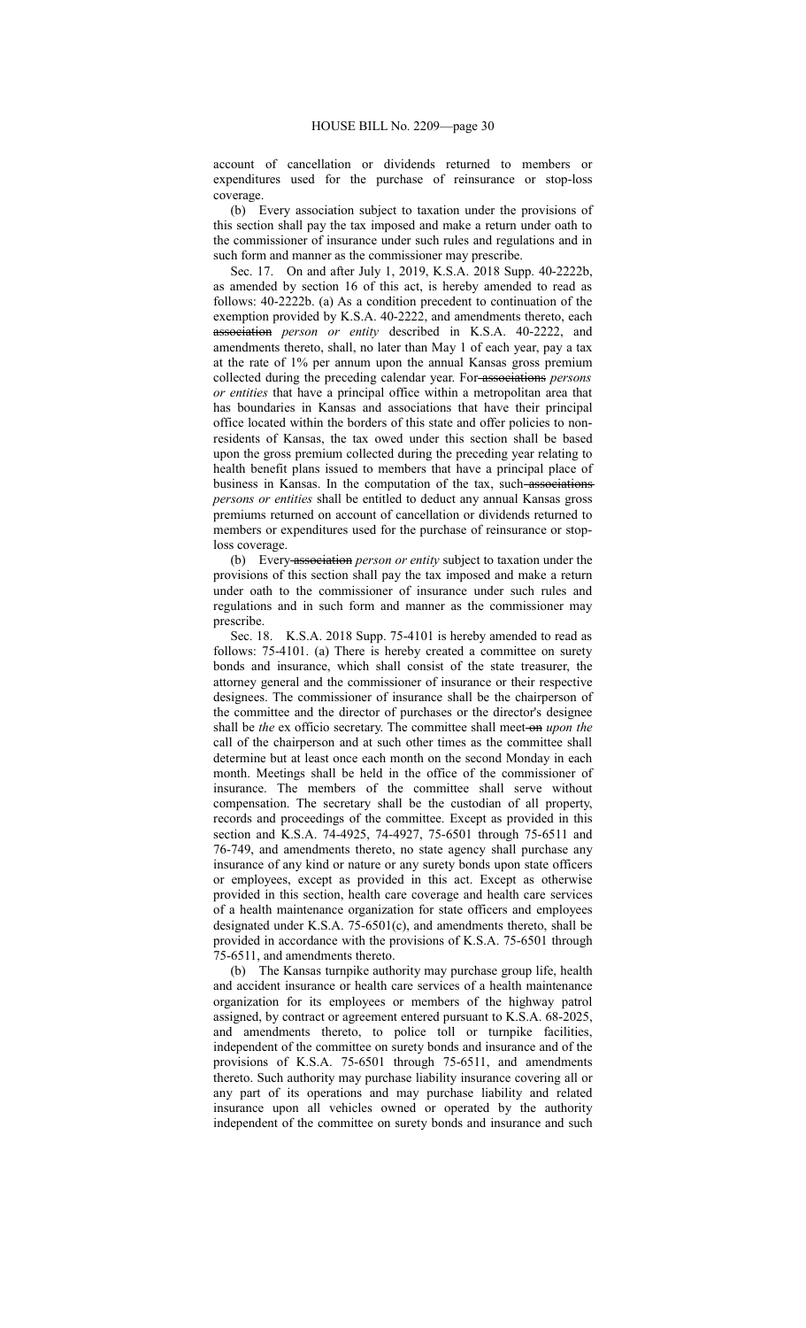account of cancellation or dividends returned to members or expenditures used for the purchase of reinsurance or stop-loss coverage.

(b) Every association subject to taxation under the provisions of this section shall pay the tax imposed and make a return under oath to the commissioner of insurance under such rules and regulations and in such form and manner as the commissioner may prescribe.

Sec. 17. On and after July 1, 2019, K.S.A. 2018 Supp. 40-2222b, as amended by section 16 of this act, is hereby amended to read as follows: 40-2222b. (a) As a condition precedent to continuation of the exemption provided by K.S.A. 40-2222, and amendments thereto, each ~~association~~ *person or entity* described in K.S.A. 40-2222, and amendments thereto, shall, no later than May 1 of each year, pay a tax at the rate of 1% per annum upon the annual Kansas gross premium collected during the preceding calendar year. For ~~associations~~ *persons or entities* that have a principal office within a metropolitan area that has boundaries in Kansas and associations that have their principal office located within the borders of this state and offer policies to non-residents of Kansas, the tax owed under this section shall be based upon the gross premium collected during the preceding year relating to health benefit plans issued to members that have a principal place of business in Kansas. In the computation of the tax, such ~~associations~~ *persons or entities* shall be entitled to deduct any annual Kansas gross premiums returned on account of cancellation or dividends returned to members or expenditures used for the purchase of reinsurance or stop-loss coverage.

(b) Every ~~association~~ *person or entity* subject to taxation under the provisions of this section shall pay the tax imposed and make a return under oath to the commissioner of insurance under such rules and regulations and in such form and manner as the commissioner may prescribe.

Sec. 18. K.S.A. 2018 Supp. 75-4101 is hereby amended to read as follows: 75-4101. (a) There is hereby created a committee on surety bonds and insurance, which shall consist of the state treasurer, the attorney general and the commissioner of insurance or their respective designees. The commissioner of insurance shall be the chairperson of the committee and the director of purchases or the director's designee shall be *the* ex officio secretary. The committee shall meet ~~on~~ *upon the* call of the chairperson and at such other times as the committee shall determine but at least once each month on the second Monday in each month. Meetings shall be held in the office of the commissioner of insurance. The members of the committee shall serve without compensation. The secretary shall be the custodian of all property, records and proceedings of the committee. Except as provided in this section and K.S.A. 74-4925, 74-4927, 75-6501 through 75-6511 and 76-749, and amendments thereto, no state agency shall purchase any insurance of any kind or nature or any surety bonds upon state officers or employees, except as provided in this act. Except as otherwise provided in this section, health care coverage and health care services of a health maintenance organization for state officers and employees designated under K.S.A. 75-6501(c), and amendments thereto, shall be provided in accordance with the provisions of K.S.A. 75-6501 through 75-6511, and amendments thereto.

(b) The Kansas turnpike authority may purchase group life, health and accident insurance or health care services of a health maintenance organization for its employees or members of the highway patrol assigned, by contract or agreement entered pursuant to K.S.A. 68-2025, and amendments thereto, to police toll or turnpike facilities, independent of the committee on surety bonds and insurance and of the provisions of K.S.A. 75-6501 through 75-6511, and amendments thereto. Such authority may purchase liability insurance covering all or any part of its operations and may purchase liability and related insurance upon all vehicles owned or operated by the authority independent of the committee on surety bonds and insurance and such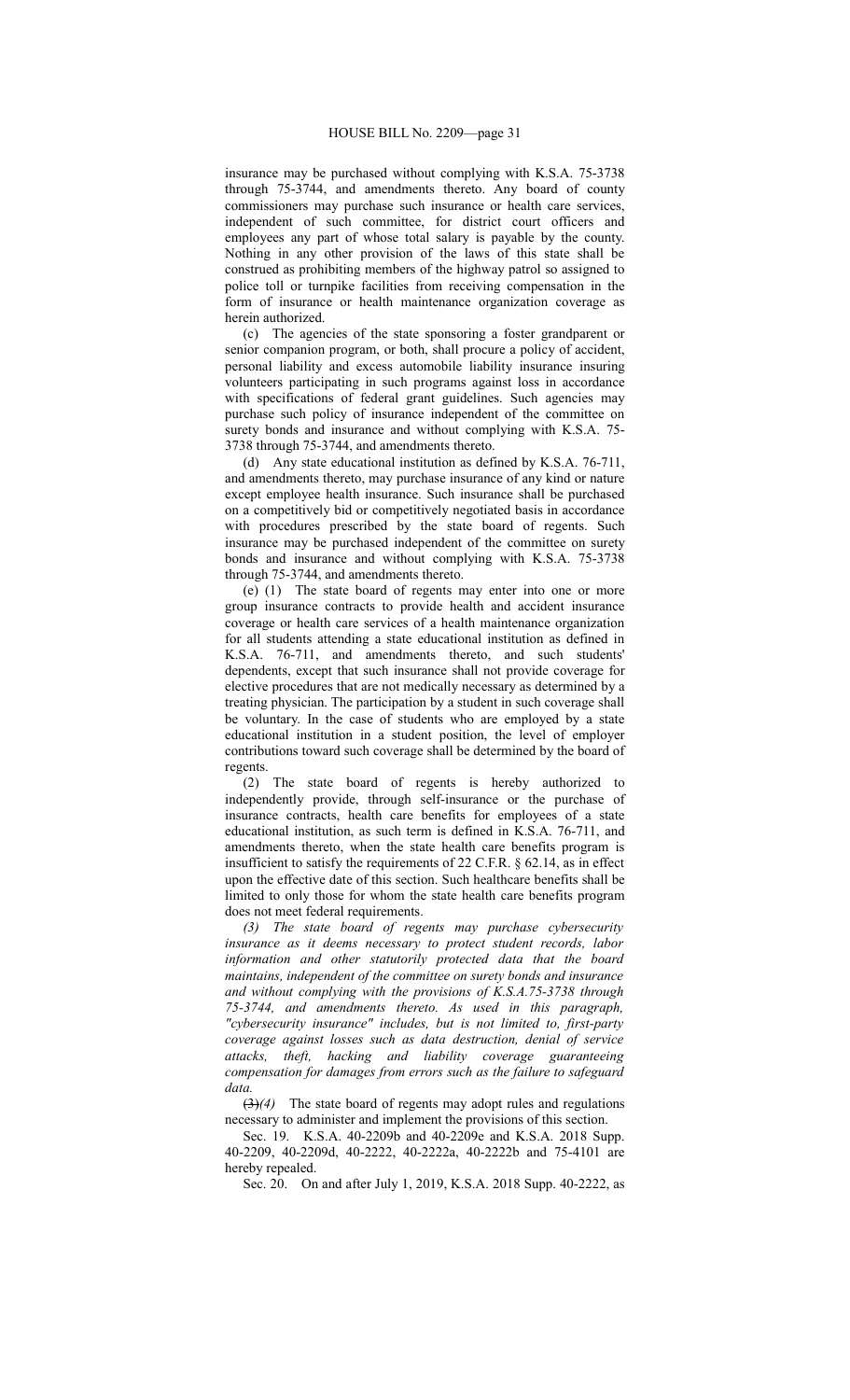insurance may be purchased without complying with K.S.A. 75-3738 through 75-3744, and amendments thereto. Any board of county commissioners may purchase such insurance or health care services, independent of such committee, for district court officers and employees any part of whose total salary is payable by the county. Nothing in any other provision of the laws of this state shall be construed as prohibiting members of the highway patrol so assigned to police toll or turnpike facilities from receiving compensation in the form of insurance or health maintenance organization coverage as herein authorized.

(c) The agencies of the state sponsoring a foster grandparent or senior companion program, or both, shall procure a policy of accident, personal liability and excess automobile liability insurance insuring volunteers participating in such programs against loss in accordance with specifications of federal grant guidelines. Such agencies may purchase such policy of insurance independent of the committee on surety bonds and insurance and without complying with K.S.A. 75-3738 through 75-3744, and amendments thereto.

(d) Any state educational institution as defined by K.S.A. 76-711, and amendments thereto, may purchase insurance of any kind or nature except employee health insurance. Such insurance shall be purchased on a competitively bid or competitively negotiated basis in accordance with procedures prescribed by the state board of regents. Such insurance may be purchased independent of the committee on surety bonds and insurance and without complying with K.S.A. 75-3738 through 75-3744, and amendments thereto.

(e) (1) The state board of regents may enter into one or more group insurance contracts to provide health and accident insurance coverage or health care services of a health maintenance organization for all students attending a state educational institution as defined in K.S.A. 76-711, and amendments thereto, and such students' dependents, except that such insurance shall not provide coverage for elective procedures that are not medically necessary as determined by a treating physician. The participation by a student in such coverage shall be voluntary. In the case of students who are employed by a state educational institution in a student position, the level of employer contributions toward such coverage shall be determined by the board of regents.

(2) The state board of regents is hereby authorized to independently provide, through self-insurance or the purchase of insurance contracts, health care benefits for employees of a state educational institution, as such term is defined in K.S.A. 76-711, and amendments thereto, when the state health care benefits program is insufficient to satisfy the requirements of 22 C.F.R. § 62.14, as in effect upon the effective date of this section. Such healthcare benefits shall be limited to only those for whom the state health care benefits program does not meet federal requirements.

*(3) The state board of regents may purchase cybersecurity insurance as it deems necessary to protect student records, labor information and other statutorily protected data that the board maintains, independent of the committee on surety bonds and insurance and without complying with the provisions of K.S.A.75-3738 through 75-3744, and amendments thereto. As used in this paragraph, "cybersecurity insurance" includes, but is not limited to, first-party coverage against losses such as data destruction, denial of service attacks, theft, hacking and liability coverage guaranteeing compensation for damages from errors such as the failure to safeguard data.*

~~(3)~~*(4)* The state board of regents may adopt rules and regulations necessary to administer and implement the provisions of this section.

Sec. 19. K.S.A. 40-2209b and 40-2209e and K.S.A. 2018 Supp. 40-2209, 40-2209d, 40-2222, 40-2222a, 40-2222b and 75-4101 are hereby repealed.

Sec. 20. On and after July 1, 2019, K.S.A. 2018 Supp. 40-2222, as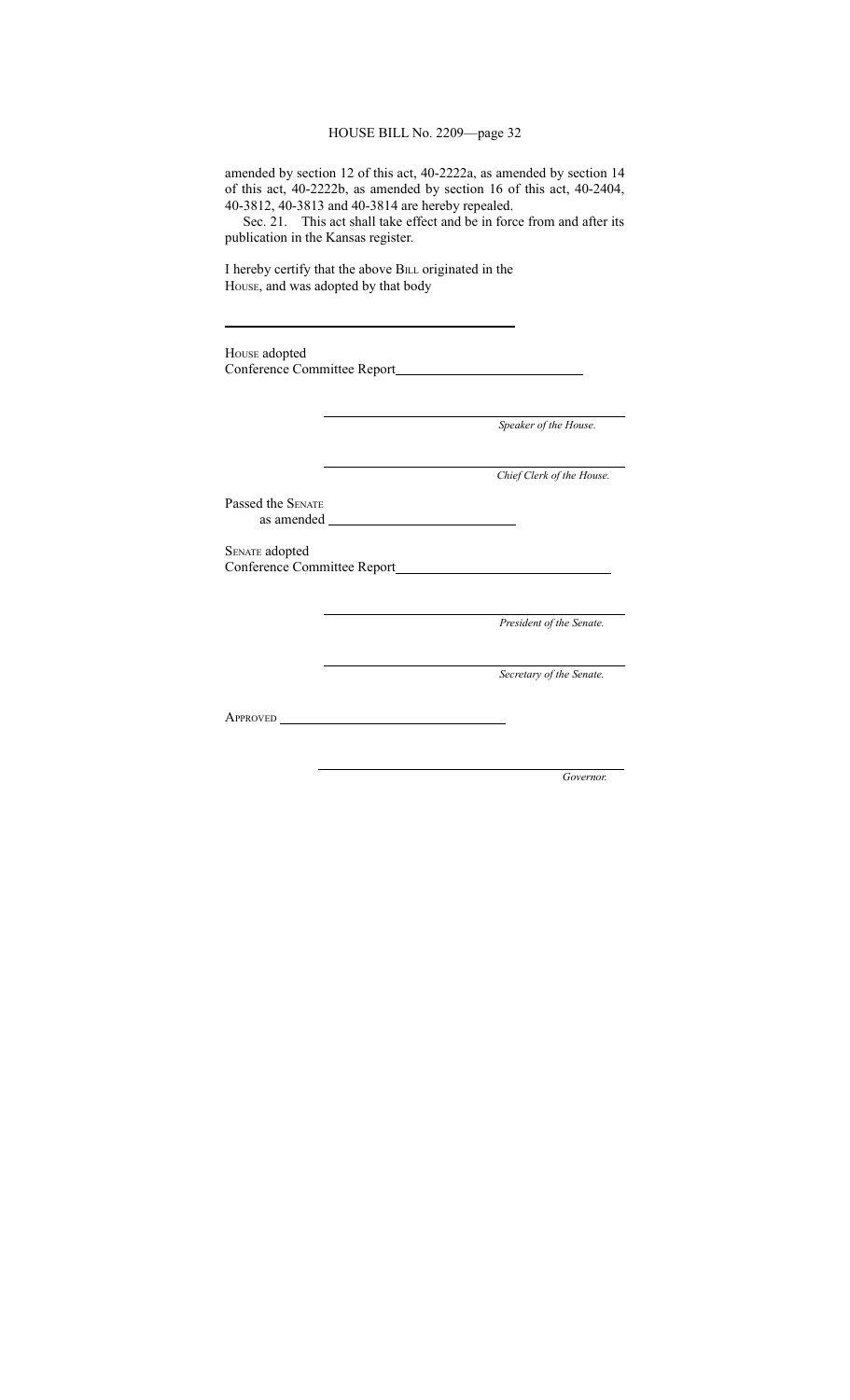amended by section 12 of this act, 40-2222a, as amended by section 14 of this act, 40-2222b, as amended by section 16 of this act, 40-2404, 40-3812, 40-3813 and 40-3814 are hereby repealed.

Sec. 21. This act shall take effect and be in force from and after its publication in the Kansas register.

I hereby certify that the above BILL originated in the HOUSE, and was adopted by that body

\_\_\_\_\_\_\_\_\_\_\_\_\_\_\_\_\_\_\_\_\_\_\_\_\_\_\_\_\_\_\_\_\_\_\_\_\_\_\_\_

HOUSE adopted
Conference Committee Report\_\_\_\_\_\_\_\_\_\_\_\_\_\_\_\_\_\_\_\_\_\_\_\_\_\_\_\_

\_\_\_\_\_\_\_\_\_\_\_\_\_\_\_\_\_\_\_\_\_\_\_\_\_\_\_\_\_\_\_\_\_\_\_\_\_\_\_\_
*Speaker of the House.*

\_\_\_\_\_\_\_\_\_\_\_\_\_\_\_\_\_\_\_\_\_\_\_\_\_\_\_\_\_\_\_\_\_\_\_\_\_\_\_\_
*Chief Clerk of the House.*

Passed the SENATE
as amended \_\_\_\_\_\_\_\_\_\_\_\_\_\_\_\_\_\_\_\_\_\_\_\_\_\_\_\_

SENATE adopted
Conference Committee Report\_\_\_\_\_\_\_\_\_\_\_\_\_\_\_\_\_\_\_\_\_\_\_\_\_\_\_\_

\_\_\_\_\_\_\_\_\_\_\_\_\_\_\_\_\_\_\_\_\_\_\_\_\_\_\_\_\_\_\_\_\_\_\_\_\_\_\_\_
*President of the Senate.*

\_\_\_\_\_\_\_\_\_\_\_\_\_\_\_\_\_\_\_\_\_\_\_\_\_\_\_\_\_\_\_\_\_\_\_\_\_\_\_\_
*Secretary of the Senate.*

APPROVED \_\_\_\_\_\_\_\_\_\_\_\_\_\_\_\_\_\_\_\_\_\_\_\_\_\_\_\_\_\_\_\_

\_\_\_\_\_\_\_\_\_\_\_\_\_\_\_\_\_\_\_\_\_\_\_\_\_\_\_\_\_\_\_\_\_\_\_\_\_\_\_\_
*Governor.*